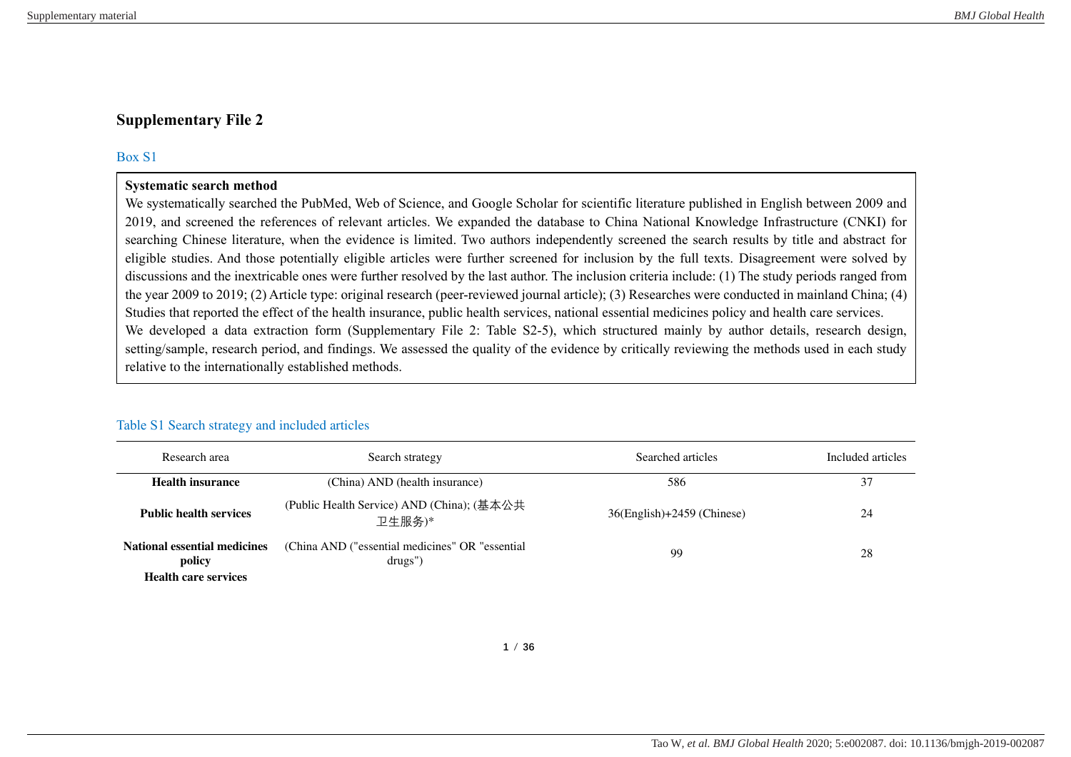# Supplementary File 2

## Box S1

**Systematic search method**

We systematically searched the PubMed, Web of Science, and Google Scholar for scientific literature published in English between 2009 and 2019, and screened the references of relevant articles. We expanded the database to China National Knowledge Infrastructure (CNKI) for searching Chinese literature, when the evidence is limited. Two authors independently screened the search results by title and abstract for eligible studies. And those potentially eligible articles were further screened for inclusion by the full texts. Disagreement were solved by discussions and the inextricable ones were further resolved by the last author. The inclusion criteria include: (1) The study periods ranged from the year 2009 to 2019; (2) Article type: original research (peer-reviewed journal article); (3) Researches were conducted in mainland China; (4) Studies that reported the effect of the health insurance, public health services, national essential medicines policy and health care services.

We developed a data extraction form (Supplementary File 2: Table S2-5), which structured mainly by author details, research design, setting/sample, research period, and findings. We assessed the quality of the evidence by critically reviewing the methods used in each study relative to the internationally established methods.

## Table S1 Search strategy and included articles

| Research area | Search strategy | Searched articles | Included articles |
|---|---|---|---|
| **Health insurance** | (China) AND (health insurance) | 586 | 37 |
| **Public health services** | (Public Health Service) AND (China); (基本公共卫生服务)* | 36(English)+2459 (Chinese) | 24 |
| **National essential medicines policy** | (China AND ("essential medicines" OR "essential drugs") | 99 | 28 |
| **Health care services** | | | |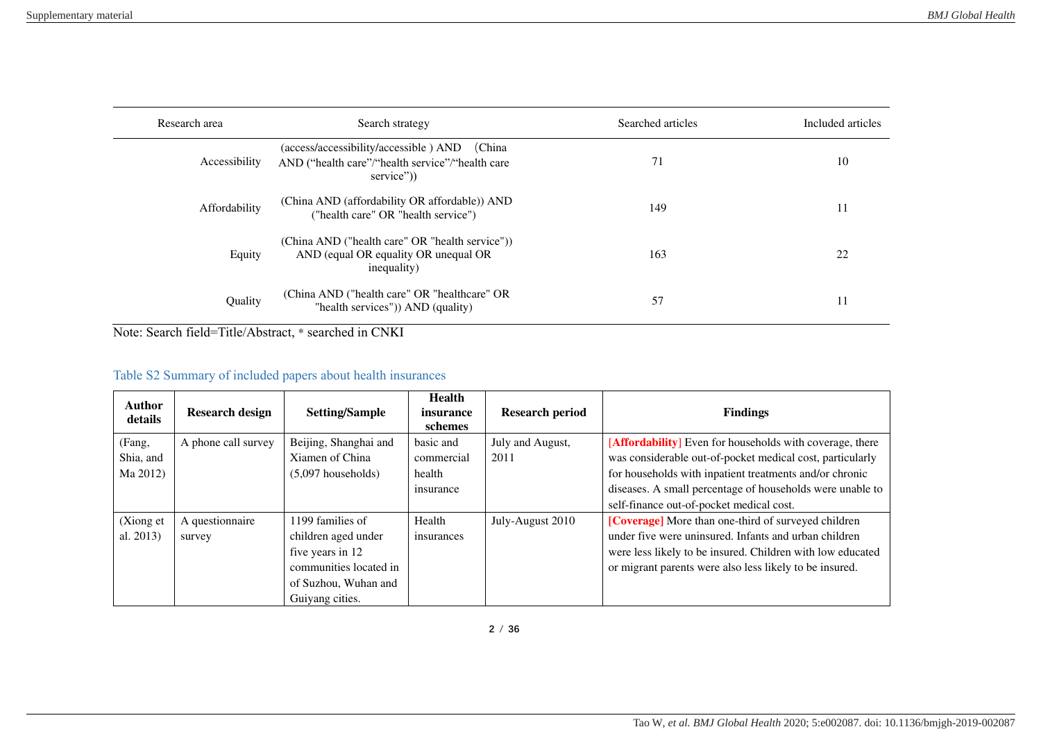| Research area | Search strategy | Searched articles | Included articles |
|---|---|---|---|
| Accessibility | (access/accessibility/accessible ) AND （China AND (“health care”/“health service”/“health care service”)) | 71 | 10 |
| Affordability | (China AND (affordability OR affordable)) AND ("health care" OR "health service") | 149 | 11 |
| Equity | (China AND ("health care" OR "health service")) AND (equal OR equality OR unequal OR inequality) | 163 | 22 |
| Quality | (China AND ("health care" OR "healthcare" OR "health services")) AND (quality) | 57 | 11 |

Note: Search field=Title/Abstract, * searched in CNKI

Table S2 Summary of included papers about health insurances

| Author details | Research design | Setting/Sample | Health insurance schemes | Research period | Findings |
|---|---|---|---|---|---|
| (Fang, Shia, and Ma 2012) | A phone call survey | Beijing, Shanghai and Xiamen of China (5,097 households) | basic and commercial health insurance | July and August, 2011 | [Affordability] Even for households with coverage, there was considerable out-of-pocket medical cost, particularly for households with inpatient treatments and/or chronic diseases. A small percentage of households were unable to self-finance out-of-pocket medical cost. |
| (Xiong et al. 2013) | A questionnaire survey | 1199 families of children aged under five years in 12 communities located in of Suzhou, Wuhan and Guiyang cities. | Health insurances | July-August 2010 | [Coverage] More than one-third of surveyed children under five were uninsured. Infants and urban children were less likely to be insured. Children with low educated or migrant parents were also less likely to be insured. |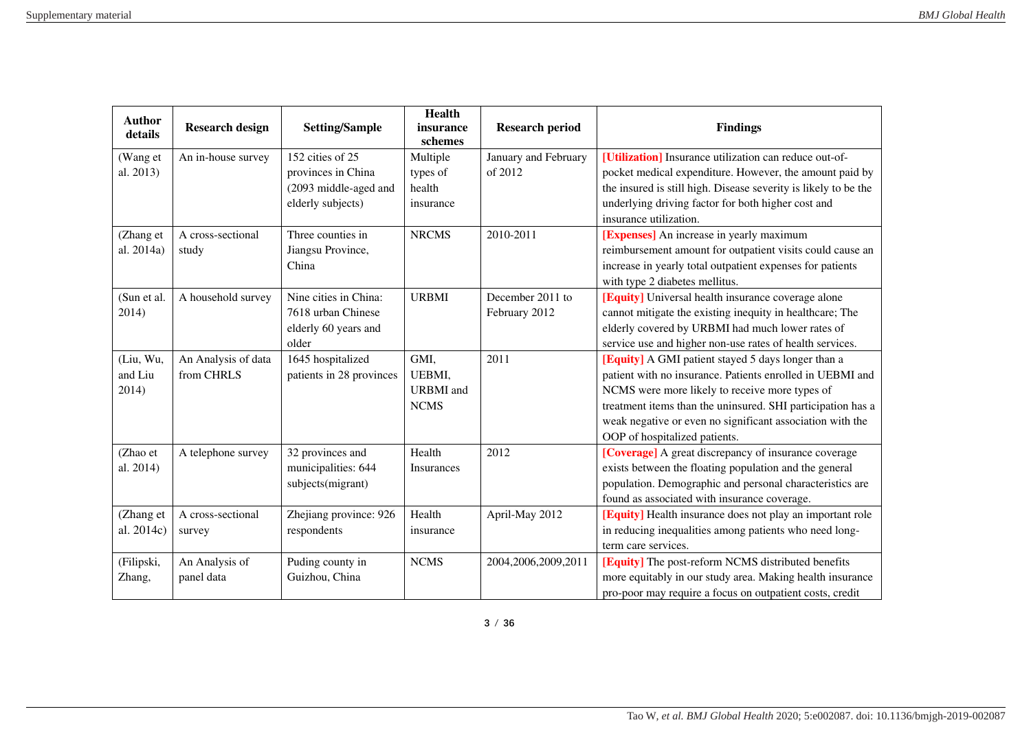| Author details | Research design | Setting/Sample | Health insurance schemes | Research period | Findings |
|---|---|---|---|---|---|
| (Wang et al. 2013) | An in-house survey | 152 cities of 25 provinces in China (2093 middle-aged and elderly subjects) | Multiple types of health insurance | January and February of 2012 | **[Utilization]** Insurance utilization can reduce out-of-pocket medical expenditure. However, the amount paid by the insured is still high. Disease severity is likely to be the underlying driving factor for both higher cost and insurance utilization. |
| (Zhang et al. 2014a) | A cross-sectional study | Three counties in Jiangsu Province, China | NRCMS | 2010-2011 | **[Expenses]** An increase in yearly maximum reimbursement amount for outpatient visits could cause an increase in yearly total outpatient expenses for patients with type 2 diabetes mellitus. |
| (Sun et al. 2014) | A household survey | Nine cities in China: 7618 urban Chinese elderly 60 years and older | URBMI | December 2011 to February 2012 | **[Equity]** Universal health insurance coverage alone cannot mitigate the existing inequity in healthcare; The elderly covered by URBMI had much lower rates of service use and higher non-use rates of health services. |
| (Liu, Wu, and Liu 2014) | An Analysis of data from CHRLS | 1645 hospitalized patients in 28 provinces | GMI, UEBMI, URBMI and NCMS | 2011 | **[Equity]** A GMI patient stayed 5 days longer than a patient with no insurance. Patients enrolled in UEBMI and NCMS were more likely to receive more types of treatment items than the uninsured. SHI participation has a weak negative or even no significant association with the OOP of hospitalized patients. |
| (Zhao et al. 2014) | A telephone survey | 32 provinces and municipalities: 644 subjects(migrant) | Health Insurances | 2012 | **[Coverage]** A great discrepancy of insurance coverage exists between the floating population and the general population. Demographic and personal characteristics are found as associated with insurance coverage. |
| (Zhang et al. 2014c) | A cross-sectional survey | Zhejiang province: 926 respondents | Health insurance | April-May 2012 | **[Equity]** Health insurance does not play an important role in reducing inequalities among patients who need long-term care services. |
| (Filipski, Zhang, | An Analysis of panel data | Puding county in Guizhou, China | NCMS | 2004,2006,2009,2011 | **[Equity]** The post-reform NCMS distributed benefits more equitably in our study area. Making health insurance pro-poor may require a focus on outpatient costs, credit |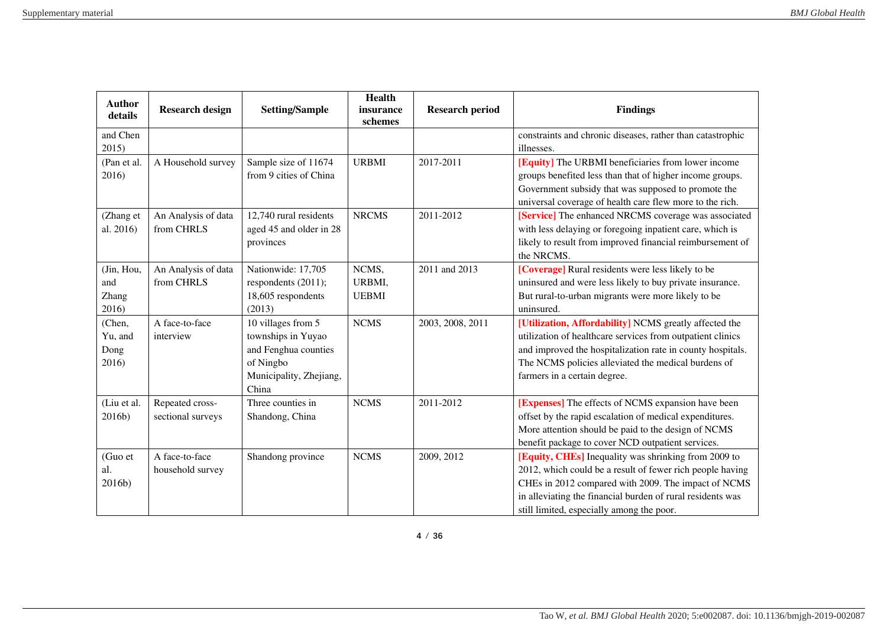| Author details | Research design | Setting/Sample | Health insurance schemes | Research period | Findings |
| --- | --- | --- | --- | --- | --- |
| and Chen 2015) | | | | | constraints and chronic diseases, rather than catastrophic illnesses. |
| (Pan et al. 2016) | A Household survey | Sample size of 11674 from 9 cities of China | URBMI | 2017-2011 | **[Equity]** The URBMI beneficiaries from lower income groups benefited less than that of higher income groups. Government subsidy that was supposed to promote the universal coverage of health care flew more to the rich. |
| (Zhang et al. 2016) | An Analysis of data from CHRLS | 12,740 rural residents aged 45 and older in 28 provinces | NRCMS | 2011-2012 | **[Service]** The enhanced NRCMS coverage was associated with less delaying or foregoing inpatient care, which is likely to result from improved financial reimbursement of the NRCMS. |
| (Jin, Hou, and Zhang 2016) | An Analysis of data from CHRLS | Nationwide: 17,705 respondents (2011); 18,605 respondents (2013) | NCMS, URBMI, UEBMI | 2011 and 2013 | **[Coverage]** Rural residents were less likely to be uninsured and were less likely to buy private insurance. But rural-to-urban migrants were more likely to be uninsured. |
| (Chen, Yu, and Dong 2016) | A face-to-face interview | 10 villages from 5 townships in Yuyao and Fenghua counties of Ningbo Municipality, Zhejiang, China | NCMS | 2003, 2008, 2011 | **[Utilization, Affordability]** NCMS greatly affected the utilization of healthcare services from outpatient clinics and improved the hospitalization rate in county hospitals. The NCMS policies alleviated the medical burdens of farmers in a certain degree. |
| (Liu et al. 2016b) | Repeated cross-sectional surveys | Three counties in Shandong, China | NCMS | 2011-2012 | **[Expenses]** The effects of NCMS expansion have been offset by the rapid escalation of medical expenditures. More attention should be paid to the design of NCMS benefit package to cover NCD outpatient services. |
| (Guo et al. 2016b) | A face-to-face household survey | Shandong province | NCMS | 2009, 2012 | **[Equity, CHEs]** Inequality was shrinking from 2009 to 2012, which could be a result of fewer rich people having CHEs in 2012 compared with 2009. The impact of NCMS in alleviating the financial burden of rural residents was still limited, especially among the poor. |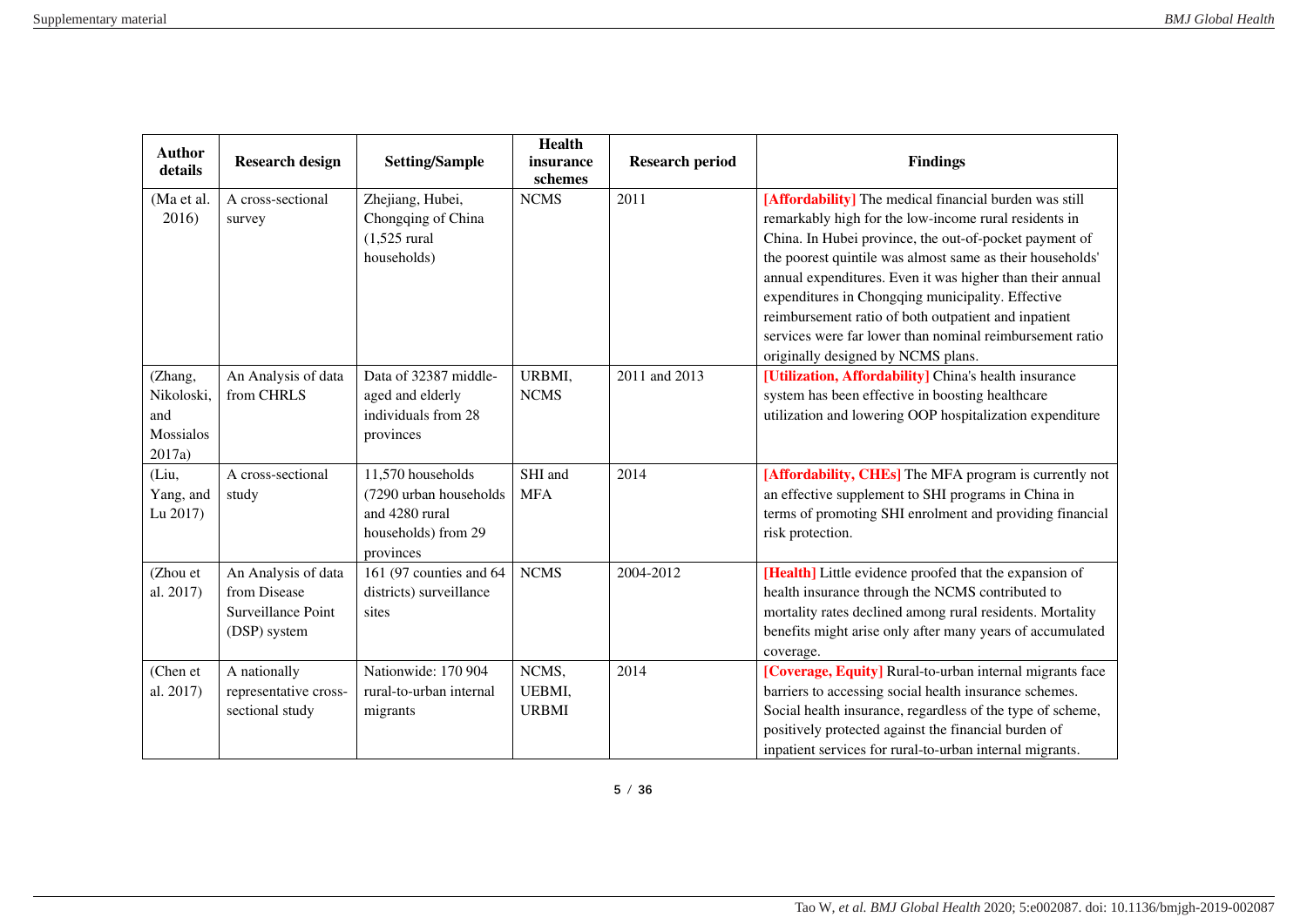| Author details | Research design | Setting/Sample | Health insurance schemes | Research period | Findings |
|---|---|---|---|---|---|
| (Ma et al. 2016) | A cross-sectional survey | Zhejiang, Hubei, Chongqing of China (1,525 rural households) | NCMS | 2011 | **[Affordability]** The medical financial burden was still remarkably high for the low-income rural residents in China. In Hubei province, the out-of-pocket payment of the poorest quintile was almost same as their households' annual expenditures. Even it was higher than their annual expenditures in Chongqing municipality. Effective reimbursement ratio of both outpatient and inpatient services were far lower than nominal reimbursement ratio originally designed by NCMS plans. |
| (Zhang, Nikoloski, and Mossialos 2017a) | An Analysis of data from CHRLS | Data of 32387 middle-aged and elderly individuals from 28 provinces | URBMI, NCMS | 2011 and 2013 | **[Utilization, Affordability]** China's health insurance system has been effective in boosting healthcare utilization and lowering OOP hospitalization expenditure |
| (Liu, Yang, and Lu 2017) | A cross-sectional study | 11,570 households (7290 urban households and 4280 rural households) from 29 provinces | SHI and MFA | 2014 | **[Affordability, CHEs]** The MFA program is currently not an effective supplement to SHI programs in China in terms of promoting SHI enrolment and providing financial risk protection. |
| (Zhou et al. 2017) | An Analysis of data from Disease Surveillance Point (DSP) system | 161 (97 counties and 64 districts) surveillance sites | NCMS | 2004-2012 | **[Health]** Little evidence proofed that the expansion of health insurance through the NCMS contributed to mortality rates declined among rural residents. Mortality benefits might arise only after many years of accumulated coverage. |
| (Chen et al. 2017) | A nationally representative cross-sectional study | Nationwide: 170 904 rural-to-urban internal migrants | NCMS, UEBMI, URBMI | 2014 | **[Coverage, Equity]** Rural-to-urban internal migrants face barriers to accessing social health insurance schemes. Social health insurance, regardless of the type of scheme, positively protected against the financial burden of inpatient services for rural-to-urban internal migrants. |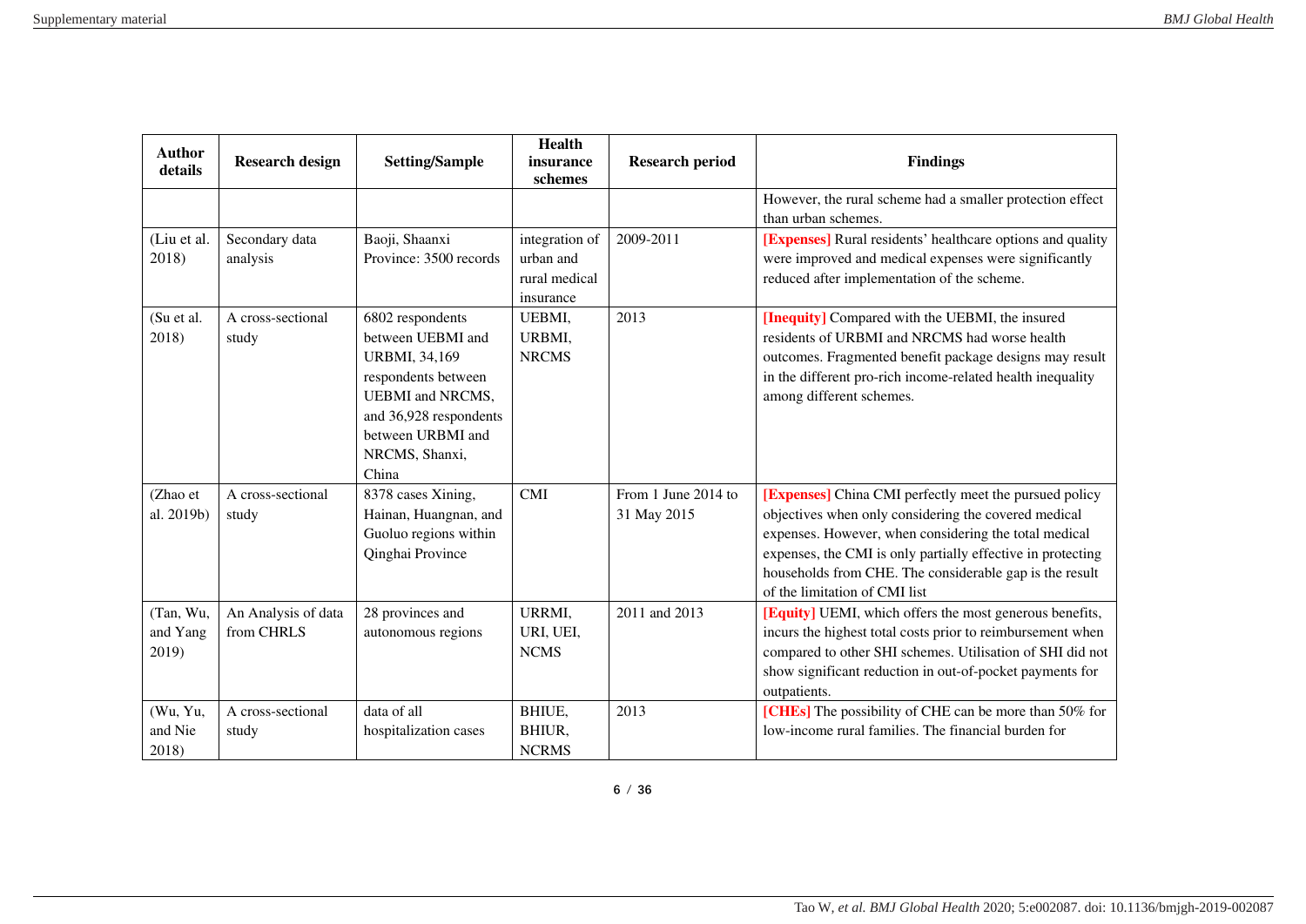| Author details | Research design | Setting/Sample | Health insurance schemes | Research period | Findings |
|---|---|---|---|---|---|
| | | | | | However, the rural scheme had a smaller protection effect than urban schemes. |
| (Liu et al. 2018) | Secondary data analysis | Baoji, Shaanxi Province: 3500 records | integration of urban and rural medical insurance | 2009-2011 | **[Expenses]** Rural residents' healthcare options and quality were improved and medical expenses were significantly reduced after implementation of the scheme. |
| (Su et al. 2018) | A cross-sectional study | 6802 respondents between UEBMI and URBMI, 34,169 respondents between UEBMI and NRCMS, and 36,928 respondents between URBMI and NRCMS, Shanxi, China | UEBMI, URBMI, NRCMS | 2013 | **[Inequity]** Compared with the UEBMI, the insured residents of URBMI and NRCMS had worse health outcomes. Fragmented benefit package designs may result in the different pro-rich income-related health inequality among different schemes. |
| (Zhao et al. 2019b) | A cross-sectional study | 8378 cases Xining, Hainan, Huangnan, and Guoluo regions within Qinghai Province | CMI | From 1 June 2014 to 31 May 2015 | **[Expenses]** China CMI perfectly meet the pursued policy objectives when only considering the covered medical expenses. However, when considering the total medical expenses, the CMI is only partially effective in protecting households from CHE. The considerable gap is the result of the limitation of CMI list |
| (Tan, Wu, and Yang 2019) | An Analysis of data from CHRLS | 28 provinces and autonomous regions | URRMI, URI, UEI, NCMS | 2011 and 2013 | **[Equity]** UEMI, which offers the most generous benefits, incurs the highest total costs prior to reimbursement when compared to other SHI schemes. Utilisation of SHI did not show significant reduction in out-of-pocket payments for outpatients. |
| (Wu, Yu, and Nie 2018) | A cross-sectional study | data of all hospitalization cases | BHIUE, BHIUR, NCRMS | 2013 | **[CHEs]** The possibility of CHE can be more than 50% for low-income rural families. The financial burden for |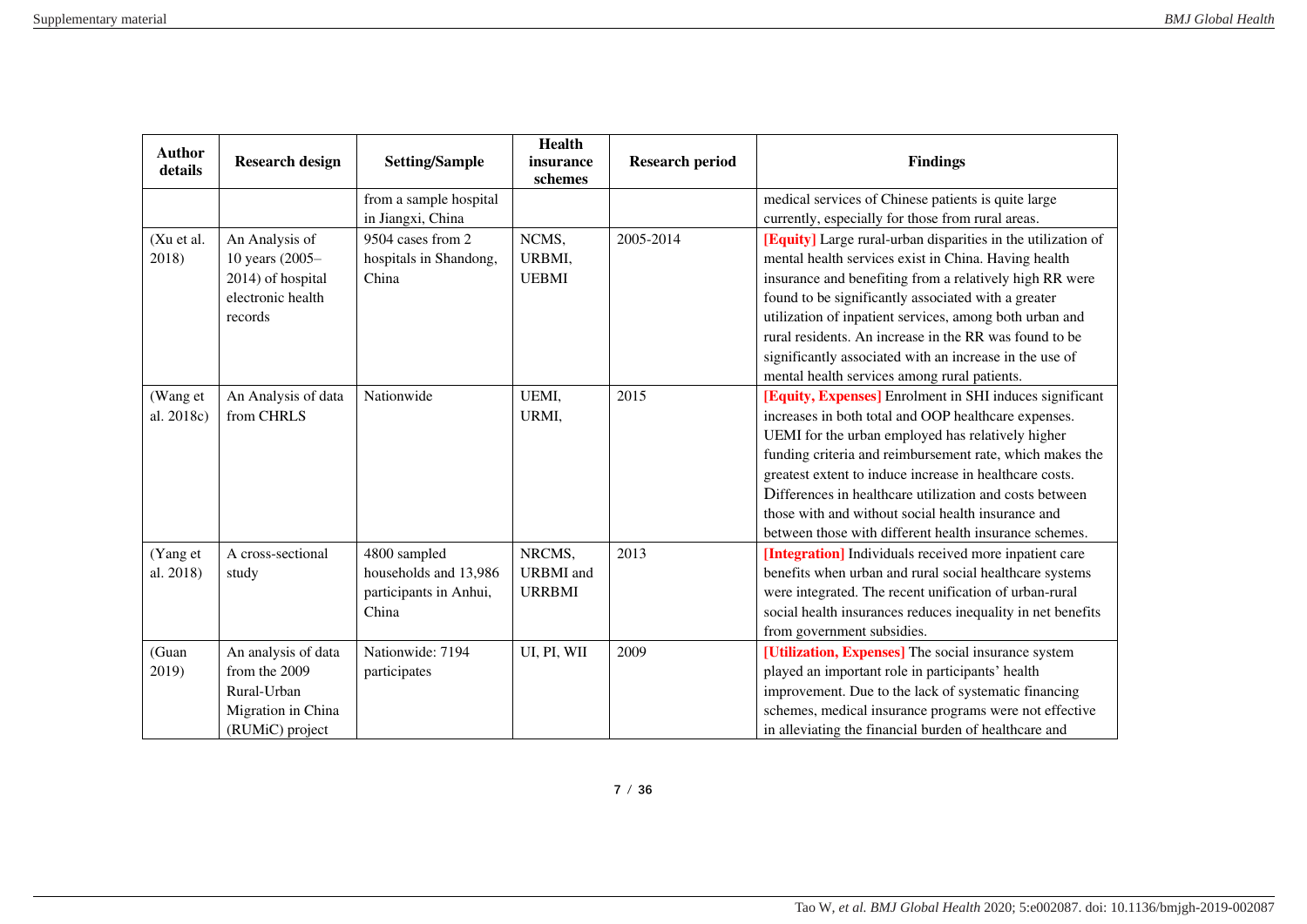| Author details | Research design | Setting/Sample | Health insurance schemes | Research period | Findings |
|---|---|---|---|---|---|
| | | from a sample hospital in Jiangxi, China | | | medical services of Chinese patients is quite large currently, especially for those from rural areas. |
| (Xu et al. 2018) | An Analysis of 10 years (2005–2014) of hospital electronic health records | 9504 cases from 2 hospitals in Shandong, China | NCMS, URBMI, UEBMI | 2005-2014 | **[Equity]** Large rural-urban disparities in the utilization of mental health services exist in China. Having health insurance and benefiting from a relatively high RR were found to be significantly associated with a greater utilization of inpatient services, among both urban and rural residents. An increase in the RR was found to be significantly associated with an increase in the use of mental health services among rural patients. |
| (Wang et al. 2018c) | An Analysis of data from CHRLS | Nationwide | UEMI, URMI, | 2015 | **[Equity, Expenses]** Enrolment in SHI induces significant increases in both total and OOP healthcare expenses. UEMI for the urban employed has relatively higher funding criteria and reimbursement rate, which makes the greatest extent to induce increase in healthcare costs. Differences in healthcare utilization and costs between those with and without social health insurance and between those with different health insurance schemes. |
| (Yang et al. 2018) | A cross-sectional study | 4800 sampled households and 13,986 participants in Anhui, China | NRCMS, URBMI and URRBMI | 2013 | **[Integration]** Individuals received more inpatient care benefits when urban and rural social healthcare systems were integrated. The recent unification of urban-rural social health insurances reduces inequality in net benefits from government subsidies. |
| (Guan 2019) | An analysis of data from the 2009 Rural-Urban Migration in China (RUMiC) project | Nationwide: 7194 participates | UI, PI, WII | 2009 | **[Utilization, Expenses]** The social insurance system played an important role in participants' health improvement. Due to the lack of systematic financing schemes, medical insurance programs were not effective in alleviating the financial burden of healthcare and |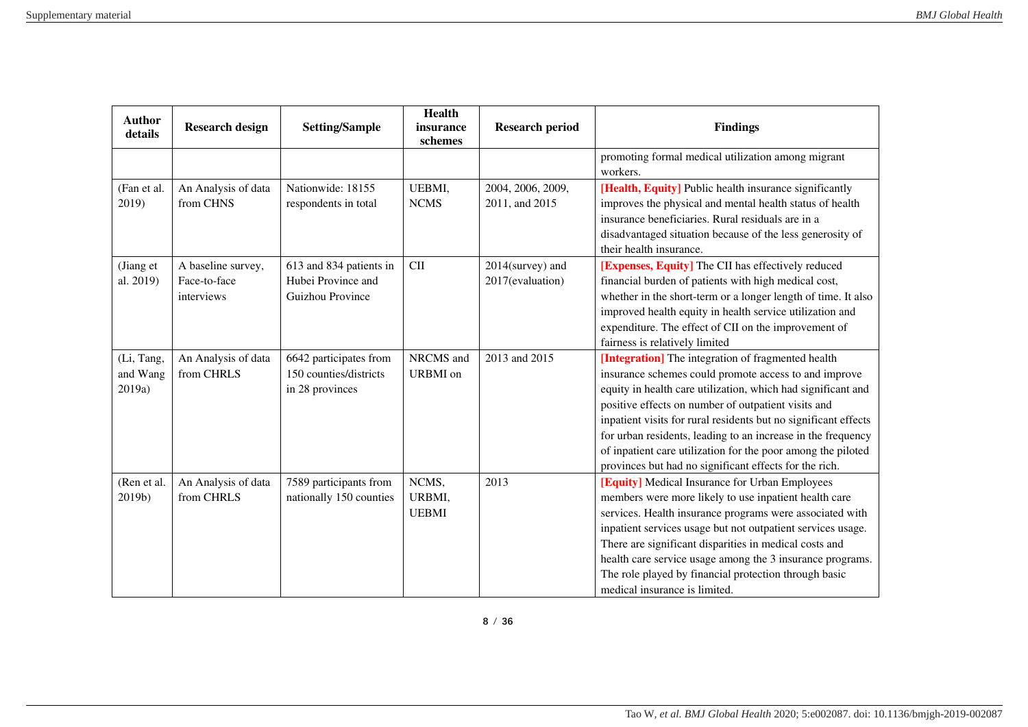| Author details | Research design | Setting/Sample | Health insurance schemes | Research period | Findings |
|---|---|---|---|---|---|
| | | | | | promoting formal medical utilization among migrant workers. |
| (Fan et al. 2019) | An Analysis of data from CHNS | Nationwide: 18155 respondents in total | UEBMI, NCMS | 2004, 2006, 2009, 2011, and 2015 | **[Health, Equity]** Public health insurance significantly improves the physical and mental health status of health insurance beneficiaries. Rural residuals are in a disadvantaged situation because of the less generosity of their health insurance. |
| (Jiang et al. 2019) | A baseline survey, Face-to-face interviews | 613 and 834 patients in Hubei Province and Guizhou Province | CII | 2014(survey) and 2017(evaluation) | **[Expenses, Equity]** The CII has effectively reduced financial burden of patients with high medical cost, whether in the short-term or a longer length of time. It also improved health equity in health service utilization and expenditure. The effect of CII on the improvement of fairness is relatively limited |
| (Li, Tang, and Wang 2019a) | An Analysis of data from CHRLS | 6642 participates from 150 counties/districts in 28 provinces | NRCMS and URBMI on | 2013 and 2015 | **[Integration]** The integration of fragmented health insurance schemes could promote access to and improve equity in health care utilization, which had significant and positive effects on number of outpatient visits and inpatient visits for rural residents but no significant effects for urban residents, leading to an increase in the frequency of inpatient care utilization for the poor among the piloted provinces but had no significant effects for the rich. |
| (Ren et al. 2019b) | An Analysis of data from CHRLS | 7589 participants from nationally 150 counties | NCMS, URBMI, UEBMI | 2013 | **[Equity]** Medical Insurance for Urban Employees members were more likely to use inpatient health care services. Health insurance programs were associated with inpatient services usage but not outpatient services usage. There are significant disparities in medical costs and health care service usage among the 3 insurance programs. The role played by financial protection through basic medical insurance is limited. |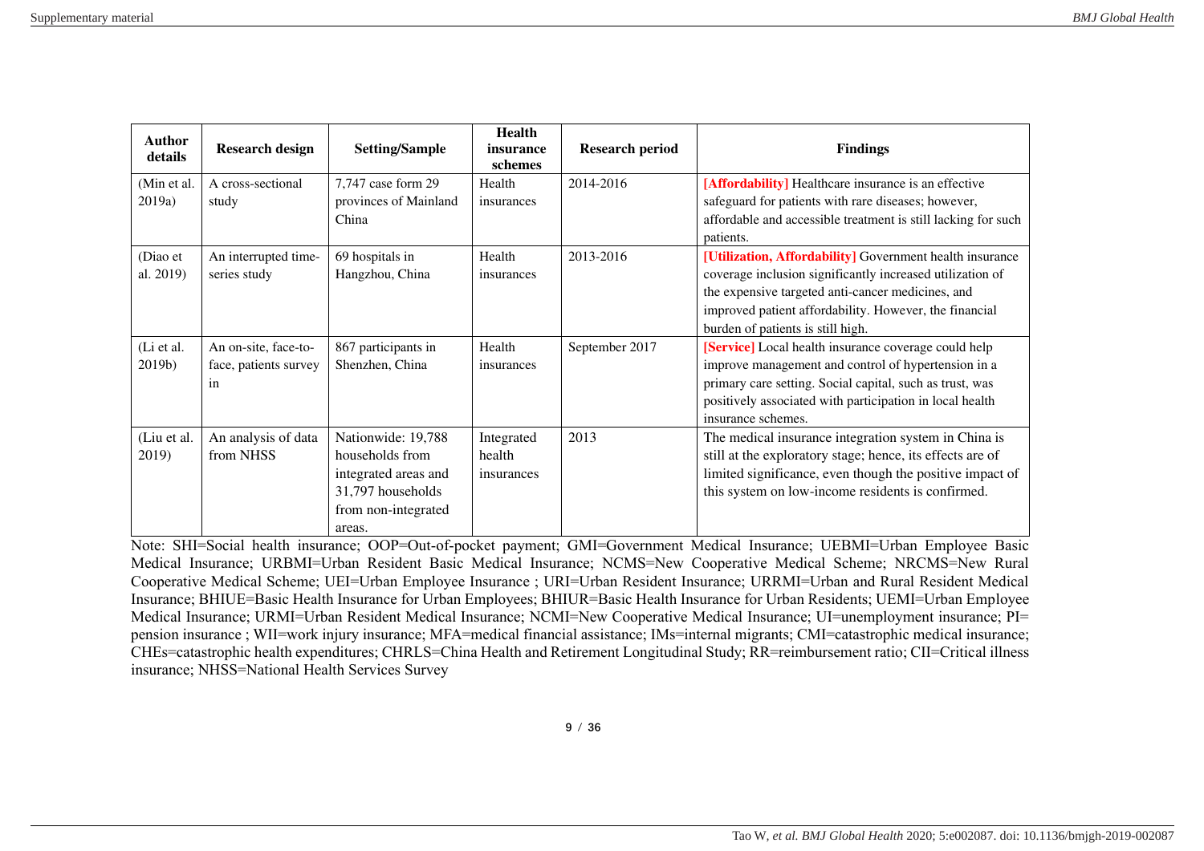| Author details | Research design | Setting/Sample | Health insurance schemes | Research period | Findings |
|---|---|---|---|---|---|
| (Min et al. 2019a) | A cross-sectional study | 7,747 case form 29 provinces of Mainland China | Health insurances | 2014-2016 | [Affordability] Healthcare insurance is an effective safeguard for patients with rare diseases; however, affordable and accessible treatment is still lacking for such patients. |
| (Diao et al. 2019) | An interrupted time-series study | 69 hospitals in Hangzhou, China | Health insurances | 2013-2016 | [Utilization, Affordability] Government health insurance coverage inclusion significantly increased utilization of the expensive targeted anti-cancer medicines, and improved patient affordability. However, the financial burden of patients is still high. |
| (Li et al. 2019b) | An on-site, face-to-face, patients survey in | 867 participants in Shenzhen, China | Health insurances | September 2017 | [Service] Local health insurance coverage could help improve management and control of hypertension in a primary care setting. Social capital, such as trust, was positively associated with participation in local health insurance schemes. |
| (Liu et al. 2019) | An analysis of data from NHSS | Nationwide: 19,788 households from integrated areas and 31,797 households from non-integrated areas. | Integrated health insurances | 2013 | The medical insurance integration system in China is still at the exploratory stage; hence, its effects are of limited significance, even though the positive impact of this system on low-income residents is confirmed. |

Note: SHI=Social health insurance; OOP=Out-of-pocket payment; GMI=Government Medical Insurance; UEBMI=Urban Employee Basic Medical Insurance; URBMI=Urban Resident Basic Medical Insurance; NCMS=New Cooperative Medical Scheme; NRCMS=New Rural Cooperative Medical Scheme; UEI=Urban Employee Insurance ; URI=Urban Resident Insurance; URRMI=Urban and Rural Resident Medical Insurance; BHIUE=Basic Health Insurance for Urban Employees; BHIUR=Basic Health Insurance for Urban Residents; UEMI=Urban Employee Medical Insurance; URMI=Urban Resident Medical Insurance; NCMI=New Cooperative Medical Insurance; UI=unemployment insurance; PI= pension insurance ; WII=work injury insurance; MFA=medical financial assistance; IMs=internal migrants; CMI=catastrophic medical insurance; CHEs=catastrophic health expenditures; CHRLS=China Health and Retirement Longitudinal Study; RR=reimbursement ratio; CII=Critical illness insurance; NHSS=National Health Services Survey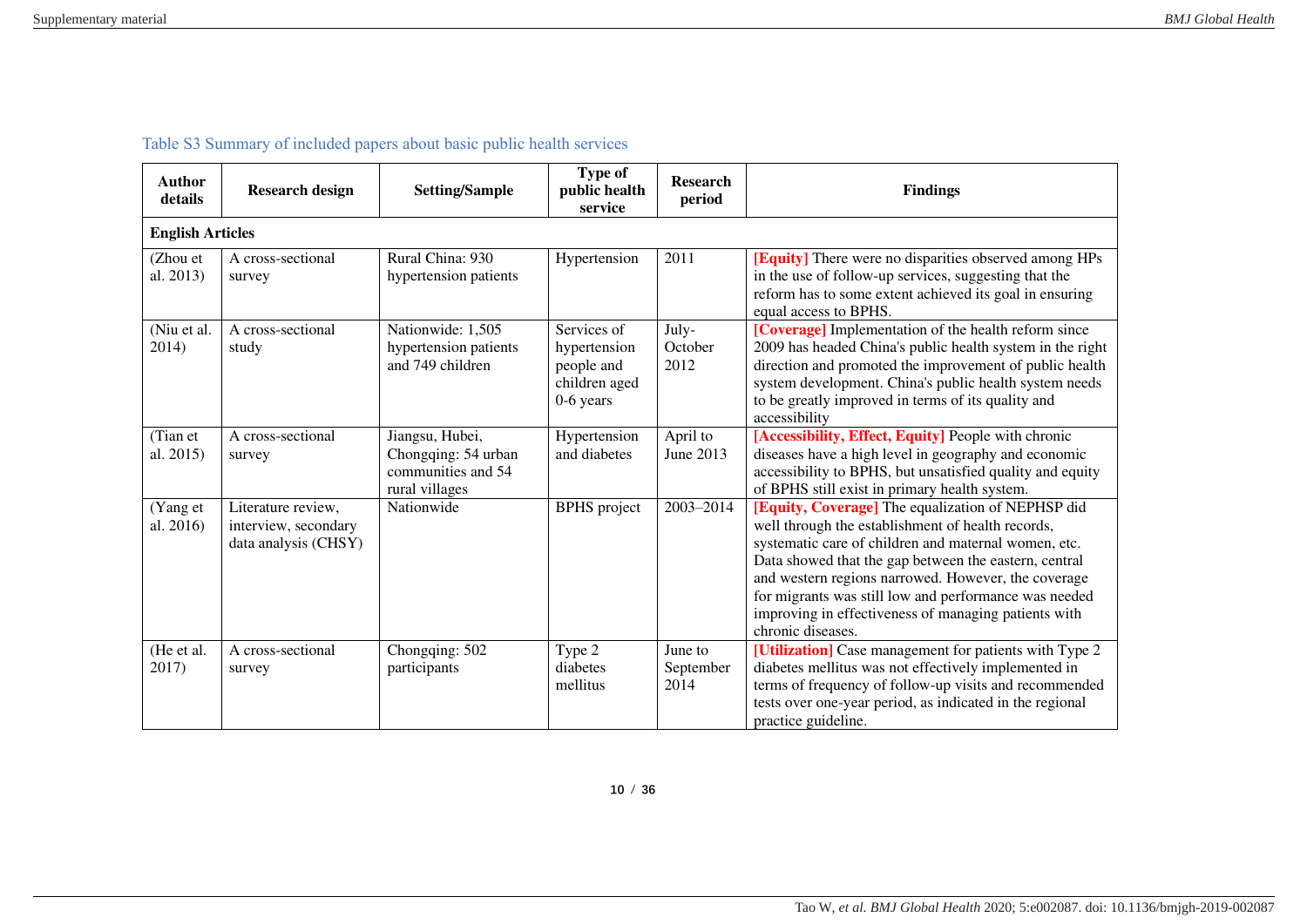Table S3 Summary of included papers about basic public health services

| Author details | Research design | Setting/Sample | Type of public health service | Research period | Findings |
|---|---|---|---|---|---|
| **English Articles** | | | | | |
| (Zhou et al. 2013) | A cross-sectional survey | Rural China: 930 hypertension patients | Hypertension | 2011 | **[Equity]** There were no disparities observed among HPs in the use of follow-up services, suggesting that the reform has to some extent achieved its goal in ensuring equal access to BPHS. |
| (Niu et al. 2014) | A cross-sectional study | Nationwide: 1,505 hypertension patients and 749 children | Services of hypertension people and children aged 0-6 years | July-October 2012 | **[Coverage]** Implementation of the health reform since 2009 has headed China's public health system in the right direction and promoted the improvement of public health system development. China's public health system needs to be greatly improved in terms of its quality and accessibility |
| (Tian et al. 2015) | A cross-sectional survey | Jiangsu, Hubei, Chongqing: 54 urban communities and 54 rural villages | Hypertension and diabetes | April to June 2013 | **[Accessibility, Effect, Equity]** People with chronic diseases have a high level in geography and economic accessibility to BPHS, but unsatisfied quality and equity of BPHS still exist in primary health system. |
| (Yang et al. 2016) | Literature review, interview, secondary data analysis (CHSY) | Nationwide | BPHS project | 2003–2014 | **[Equity, Coverage]** The equalization of NEPHSP did well through the establishment of health records, systematic care of children and maternal women, etc. Data showed that the gap between the eastern, central and western regions narrowed. However, the coverage for migrants was still low and performance was needed improving in effectiveness of managing patients with chronic diseases. |
| (He et al. 2017) | A cross-sectional survey | Chongqing: 502 participants | Type 2 diabetes mellitus | June to September 2014 | **[Utilization]** Case management for patients with Type 2 diabetes mellitus was not effectively implemented in terms of frequency of follow-up visits and recommended tests over one-year period, as indicated in the regional practice guideline. |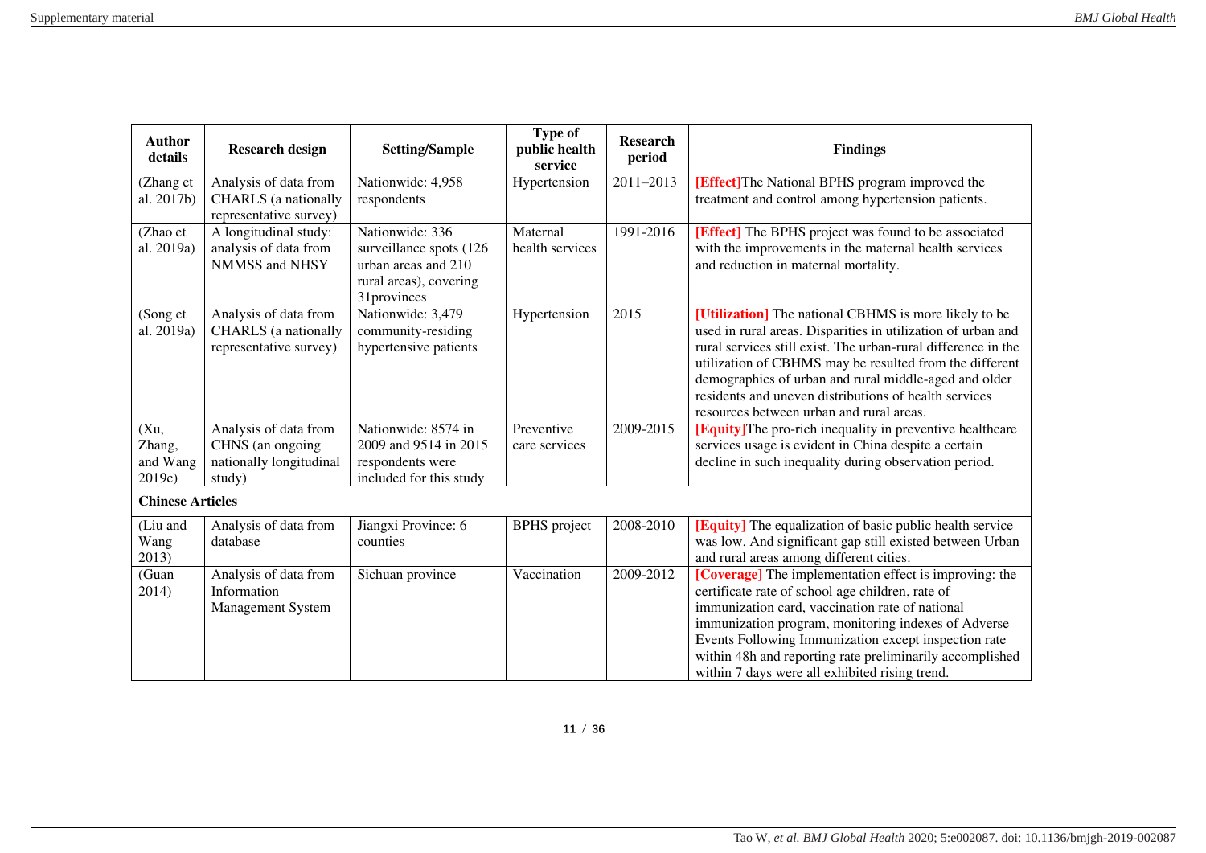| Author details | Research design | Setting/Sample | Type of public health service | Research period | Findings |
| --- | --- | --- | --- | --- | --- |
| (Zhang et al. 2017b) | Analysis of data from CHARLS (a nationally representative survey) | Nationwide: 4,958 respondents | Hypertension | 2011–2013 | [Effect]The National BPHS program improved the treatment and control among hypertension patients. |
| (Zhao et al. 2019a) | A longitudinal study: analysis of data from NMMSS and NHSY | Nationwide: 336 surveillance spots (126 urban areas and 210 rural areas), covering 31provinces | Maternal health services | 1991-2016 | [Effect] The BPHS project was found to be associated with the improvements in the maternal health services and reduction in maternal mortality. |
| (Song et al. 2019a) | Analysis of data from CHARLS (a nationally representative survey) | Nationwide: 3,479 community-residing hypertensive patients | Hypertension | 2015 | [Utilization] The national CBHMS is more likely to be used in rural areas. Disparities in utilization of urban and rural services still exist. The urban-rural difference in the utilization of CBHMS may be resulted from the different demographics of urban and rural middle-aged and older residents and uneven distributions of health services resources between urban and rural areas. |
| (Xu, Zhang, and Wang 2019c) | Analysis of data from CHNS (an ongoing nationally longitudinal study) | Nationwide: 8574 in 2009 and 9514 in 2015 respondents were included for this study | Preventive care services | 2009-2015 | [Equity]The pro-rich inequality in preventive healthcare services usage is evident in China despite a certain decline in such inequality during observation period. |
| **Chinese Articles** | | | | | |
| (Liu and Wang 2013) | Analysis of data from database | Jiangxi Province: 6 counties | BPHS project | 2008-2010 | [Equity] The equalization of basic public health service was low. And significant gap still existed between Urban and rural areas among different cities. |
| (Guan 2014) | Analysis of data from Information Management System | Sichuan province | Vaccination | 2009-2012 | [Coverage] The implementation effect is improving: the certificate rate of school age children, rate of immunization card, vaccination rate of national immunization program, monitoring indexes of Adverse Events Following Immunization except inspection rate within 48h and reporting rate preliminarily accomplished within 7 days were all exhibited rising trend. |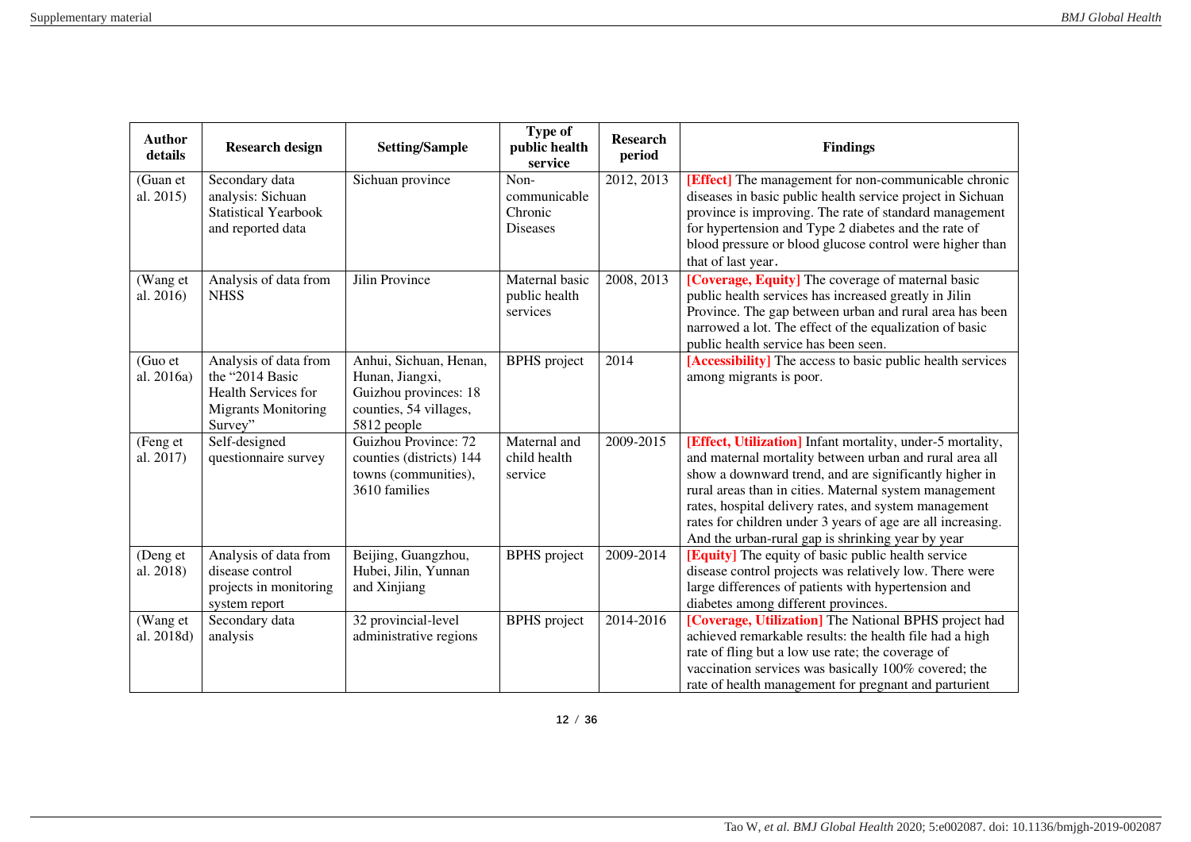| Author details | Research design | Setting/Sample | Type of public health service | Research period | Findings |
| --- | --- | --- | --- | --- | --- |
| (Guan et al. 2015) | Secondary data analysis: Sichuan Statistical Yearbook and reported data | Sichuan province | Non-communicable Chronic Diseases | 2012, 2013 | **[Effect]** The management for non-communicable chronic diseases in basic public health service project in Sichuan province is improving. The rate of standard management for hypertension and Type 2 diabetes and the rate of blood pressure or blood glucose control were higher than that of last year. |
| (Wang et al. 2016) | Analysis of data from NHSS | Jilin Province | Maternal basic public health services | 2008, 2013 | **[Coverage, Equity]** The coverage of maternal basic public health services has increased greatly in Jilin Province. The gap between urban and rural area has been narrowed a lot. The effect of the equalization of basic public health service has been seen. |
| (Guo et al. 2016a) | Analysis of data from the "2014 Basic Health Services for Migrants Monitoring Survey" | Anhui, Sichuan, Henan, Hunan, Jiangxi, Guizhou provinces: 18 counties, 54 villages, 5812 people | BPHS project | 2014 | **[Accessibility]** The access to basic public health services among migrants is poor. |
| (Feng et al. 2017) | Self-designed questionnaire survey | Guizhou Province: 72 counties (districts) 144 towns (communities), 3610 families | Maternal and child health service | 2009-2015 | **[Effect, Utilization]** Infant mortality, under-5 mortality, and maternal mortality between urban and rural area all show a downward trend, and are significantly higher in rural areas than in cities. Maternal system management rates, hospital delivery rates, and system management rates for children under 3 years of age are all increasing. And the urban-rural gap is shrinking year by year |
| (Deng et al. 2018) | Analysis of data from disease control projects in monitoring system report | Beijing, Guangzhou, Hubei, Jilin, Yunnan and Xinjiang | BPHS project | 2009-2014 | **[Equity]** The equity of basic public health service disease control projects was relatively low. There were large differences of patients with hypertension and diabetes among different provinces. |
| (Wang et al. 2018d) | Secondary data analysis | 32 provincial-level administrative regions | BPHS project | 2014-2016 | **[Coverage, Utilization]** The National BPHS project had achieved remarkable results: the health file had a high rate of fling but a low use rate; the coverage of vaccination services was basically 100% covered; the rate of health management for pregnant and parturient |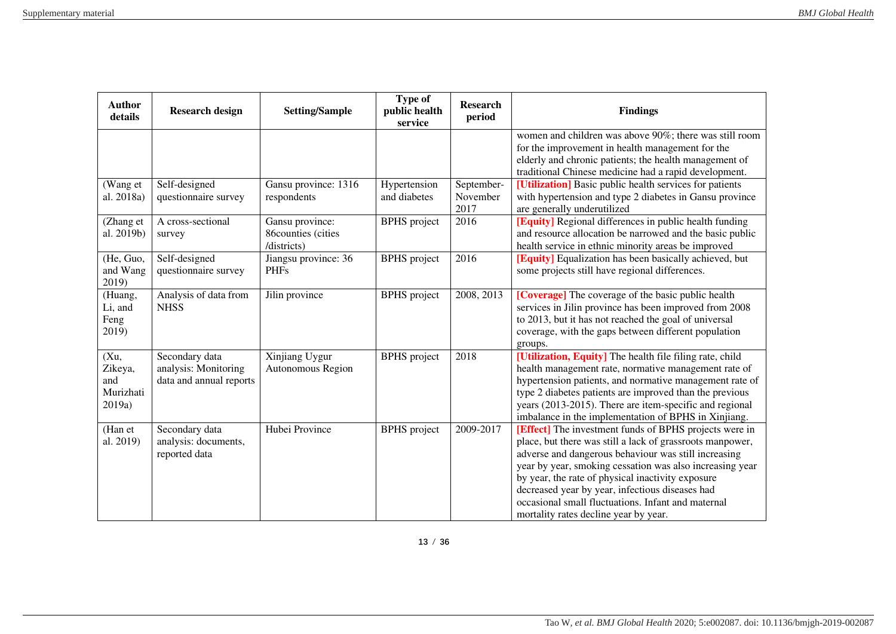| Author details | Research design | Setting/Sample | Type of public health service | Research period | Findings |
|---|---|---|---|---|---|
| | | | | | women and children was above 90%; there was still room for the improvement in health management for the elderly and chronic patients; the health management of traditional Chinese medicine had a rapid development. |
| (Wang et al. 2018a) | Self-designed questionnaire survey | Gansu province: 1316 respondents | Hypertension and diabetes | September-November 2017 | **[Utilization]** Basic public health services for patients with hypertension and type 2 diabetes in Gansu province are generally underutilized |
| (Zhang et al. 2019b) | A cross-sectional survey | Gansu province: 86counties (cities /districts) | BPHS project | 2016 | **[Equity]** Regional differences in public health funding and resource allocation be narrowed and the basic public health service in ethnic minority areas be improved |
| (He, Guo, and Wang 2019) | Self-designed questionnaire survey | Jiangsu province: 36 PHFs | BPHS project | 2016 | **[Equity]** Equalization has been basically achieved, but some projects still have regional differences. |
| (Huang, Li, and Feng 2019) | Analysis of data from NHSS | Jilin province | BPHS project | 2008, 2013 | **[Coverage]** The coverage of the basic public health services in Jilin province has been improved from 2008 to 2013, but it has not reached the goal of universal coverage, with the gaps between different population groups. |
| (Xu, Zikeya, and Murizhati 2019a) | Secondary data analysis: Monitoring data and annual reports | Xinjiang Uygur Autonomous Region | BPHS project | 2018 | **[Utilization, Equity]** The health file filing rate, child health management rate, normative management rate of hypertension patients, and normative management rate of type 2 diabetes patients are improved than the previous years (2013-2015). There are item-specific and regional imbalance in the implementation of BPHS in Xinjiang. |
| (Han et al. 2019) | Secondary data analysis: documents, reported data | Hubei Province | BPHS project | 2009-2017 | **[Effect]** The investment funds of BPHS projects were in place, but there was still a lack of grassroots manpower, adverse and dangerous behaviour was still increasing year by year, smoking cessation was also increasing year by year, the rate of physical inactivity exposure decreased year by year, infectious diseases had occasional small fluctuations. Infant and maternal mortality rates decline year by year. |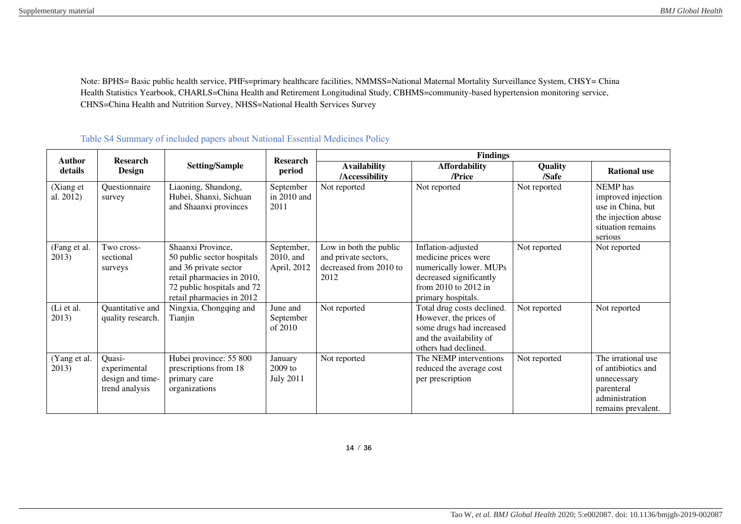Note: BPHS= Basic public health service, PHFs=primary healthcare facilities, NMMSS=National Maternal Mortality Surveillance System, CHSY= China Health Statistics Yearbook, CHARLS=China Health and Retirement Longitudinal Study, CBHMS=community-based hypertension monitoring service, CHNS=China Health and Nutrition Survey, NHSS=National Health Services Survey

Table S4 Summary of included papers about National Essential Medicines Policy

| Author details | Research Design | Setting/Sample | Research period | Findings | | | |
|---|---|---|---|---|---|---|---|
| | | | | Availability /Accessibility | Affordability /Price | Quality /Safe | Rational use |
| (Xiang et al. 2012) | Questionnaire survey | Liaoning, Shandong, Hubei, Shanxi, Sichuan and Shaanxi provinces | September in 2010 and 2011 | Not reported | Not reported | Not reported | NEMP has improved injection use in China, but the injection abuse situation remains serious |
| (Fang et al. 2013) | Two cross-sectional surveys | Shaanxi Province, 50 public sector hospitals and 36 private sector retail pharmacies in 2010, 72 public hospitals and 72 retail pharmacies in 2012 | September, 2010, and April, 2012 | Low in both the public and private sectors, decreased from 2010 to 2012 | Inflation-adjusted medicine prices were numerically lower. MUPs decreased significantly from 2010 to 2012 in primary hospitals. | Not reported | Not reported |
| (Li et al. 2013) | Quantitative and quality research. | Ningxia, Chongqing and Tianjin | June and September of 2010 | Not reported | Total drug costs declined. However, the prices of some drugs had increased and the availability of others had declined. | Not reported | Not reported |
| (Yang et al. 2013) | Quasi-experimental design and time-trend analysis | Hubei province: 55 800 prescriptions from 18 primary care organizations | January 2009 to July 2011 | Not reported | The NEMP interventions reduced the average cost per prescription | Not reported | The irrational use of antibiotics and unnecessary parenteral administration remains prevalent. |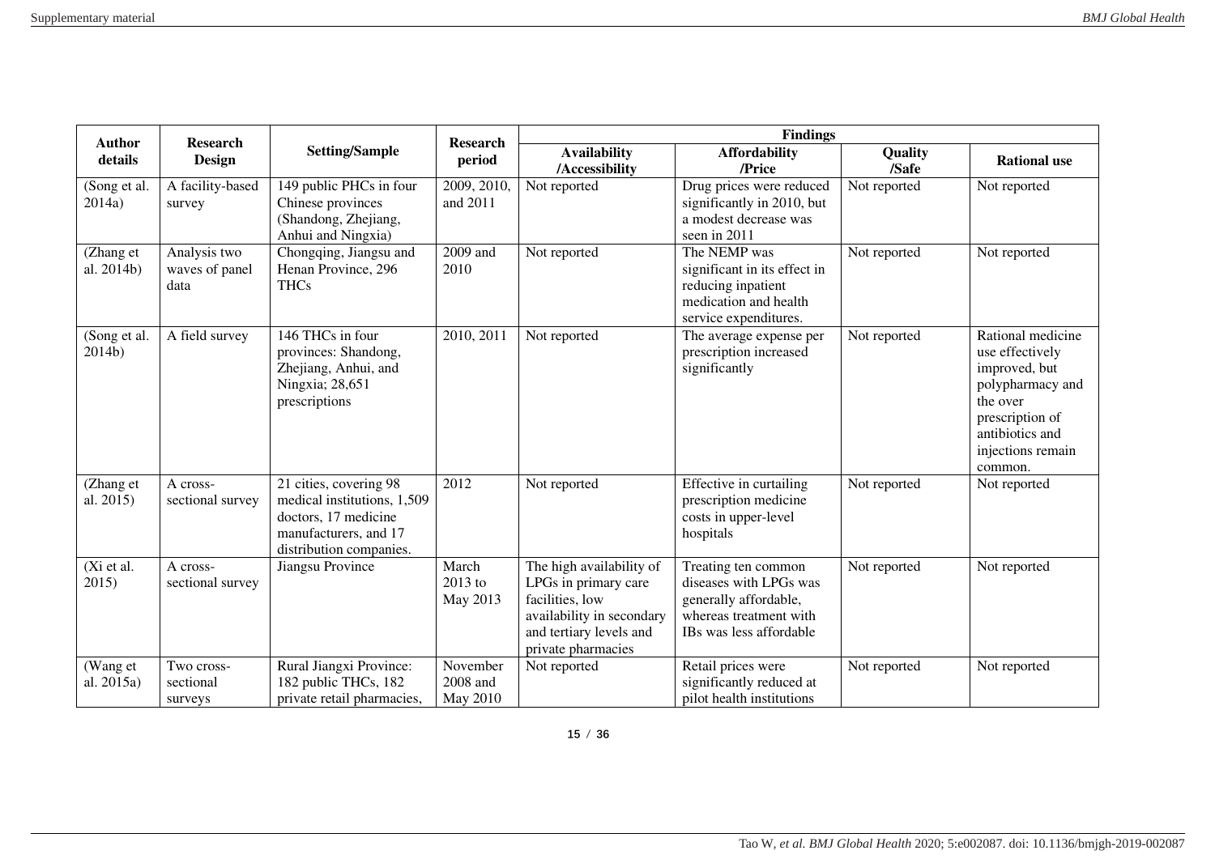| Author details | Research Design | Setting/Sample | Research period | Findings | | | |
|---|---|---|---|---|---|---|---|
| | | | | Availability /Accessibility | Affordability /Price | Quality /Safe | Rational use |
| (Song et al. 2014a) | A facility-based survey | 149 public PHCs in four Chinese provinces (Shandong, Zhejiang, Anhui and Ningxia) | 2009, 2010, and 2011 | Not reported | Drug prices were reduced significantly in 2010, but a modest decrease was seen in 2011 | Not reported | Not reported |
| (Zhang et al. 2014b) | Analysis two waves of panel data | Chongqing, Jiangsu and Henan Province, 296 THCs | 2009 and 2010 | Not reported | The NEMP was significant in its effect in reducing inpatient medication and health service expenditures. | Not reported | Not reported |
| (Song et al. 2014b) | A field survey | 146 THCs in four provinces: Shandong, Zhejiang, Anhui, and Ningxia; 28,651 prescriptions | 2010, 2011 | Not reported | The average expense per prescription increased significantly | Not reported | Rational medicine use effectively improved, but polypharmacy and the over prescription of antibiotics and injections remain common. |
| (Zhang et al. 2015) | A cross-sectional survey | 21 cities, covering 98 medical institutions, 1,509 doctors, 17 medicine manufacturers, and 17 distribution companies. | 2012 | Not reported | Effective in curtailing prescription medicine costs in upper-level hospitals | Not reported | Not reported |
| (Xi et al. 2015) | A cross-sectional survey | Jiangsu Province | March 2013 to May 2013 | The high availability of LPGs in primary care facilities, low availability in secondary and tertiary levels and private pharmacies | Treating ten common diseases with LPGs was generally affordable, whereas treatment with IBs was less affordable | Not reported | Not reported |
| (Wang et al. 2015a) | Two cross-sectional surveys | Rural Jiangxi Province: 182 public THCs, 182 private retail pharmacies, | November 2008 and May 2010 | Not reported | Retail prices were significantly reduced at pilot health institutions | Not reported | Not reported |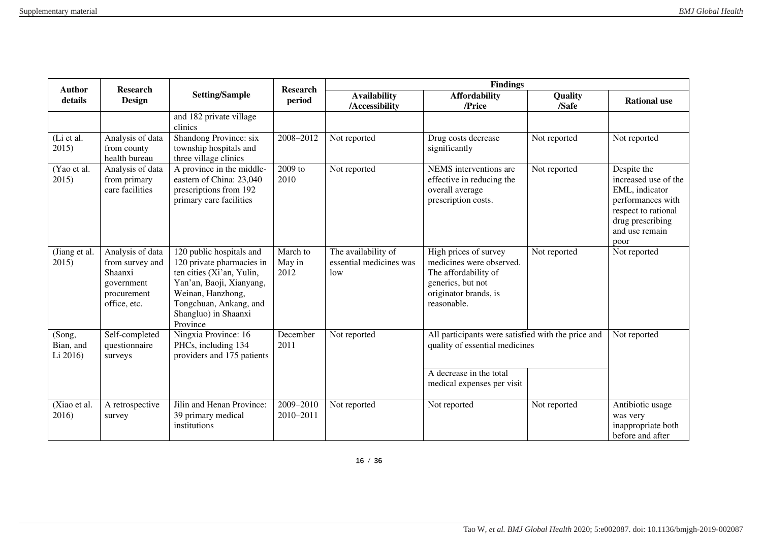| Author details | Research Design | Setting/Sample | Research period | Findings | | | |
|---|---|---|---|---|---|---|---|
| | | | | Availability /Accessibility | Affordability /Price | Quality /Safe | Rational use |
| | | and 182 private village clinics | | | | | |
| (Li et al. 2015) | Analysis of data from county health bureau | Shandong Province: six township hospitals and three village clinics | 2008–2012 | Not reported | Drug costs decrease significantly | Not reported | Not reported |
| (Yao et al. 2015) | Analysis of data from primary care facilities | A province in the middle-eastern of China: 23,040 prescriptions from 192 primary care facilities | 2009 to 2010 | Not reported | NEMS interventions are effective in reducing the overall average prescription costs. | Not reported | Despite the increased use of the EML, indicator performances with respect to rational drug prescribing and use remain poor |
| (Jiang et al. 2015) | Analysis of data from survey and Shaanxi government procurement office, etc. | 120 public hospitals and 120 private pharmacies in ten cities (Xi'an, Yulin, Yan'an, Baoji, Xianyang, Weinan, Hanzhong, Tongchuan, Ankang, and Shangluo) in Shaanxi Province | March to May in 2012 | The availability of essential medicines was low | High prices of survey medicines were observed. The affordability of generics, but not originator brands, is reasonable. | Not reported | Not reported |
| (Song, Bian, and Li 2016) | Self-completed questionnaire surveys | Ningxia Province: 16 PHCs, including 134 providers and 175 patients | December 2011 | Not reported | All participants were satisfied with the price and quality of essential medicines | | Not reported |
| | | | | | A decrease in the total medical expenses per visit | | |
| (Xiao et al. 2016) | A retrospective survey | Jilin and Henan Province: 39 primary medical institutions | 2009–2010 2010–2011 | Not reported | Not reported | Not reported | Antibiotic usage was very inappropriate both before and after |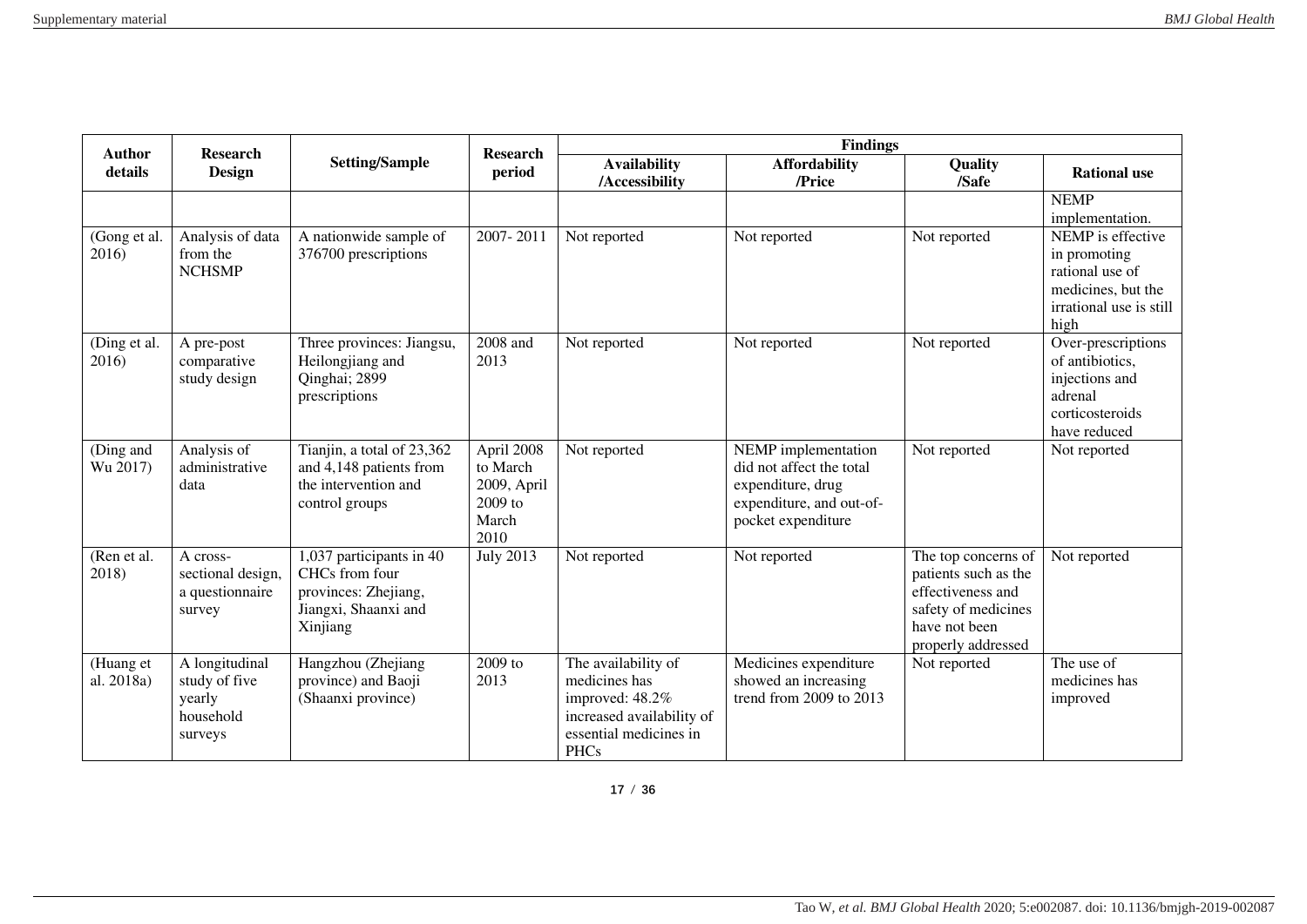| Author details | Research Design | Setting/Sample | Research period | Findings | | | |
|---|---|---|---|---|---|---|---|
| | | | | Availability /Accessibility | Affordability /Price | Quality /Safe | Rational use |
| | | | | | | | NEMP implementation. |
| (Gong et al. 2016) | Analysis of data from the NCHSMP | A nationwide sample of 376700 prescriptions | 2007- 2011 | Not reported | Not reported | Not reported | NEMP is effective in promoting rational use of medicines, but the irrational use is still high |
| (Ding et al. 2016) | A pre-post comparative study design | Three provinces: Jiangsu, Heilongjiang and Qinghai; 2899 prescriptions | 2008 and 2013 | Not reported | Not reported | Not reported | Over-prescriptions of antibiotics, injections and adrenal corticosteroids have reduced |
| (Ding and Wu 2017) | Analysis of administrative data | Tianjin, a total of 23,362 and 4,148 patients from the intervention and control groups | April 2008 to March 2009, April 2009 to March 2010 | Not reported | NEMP implementation did not affect the total expenditure, drug expenditure, and out-of-pocket expenditure | Not reported | Not reported |
| (Ren et al. 2018) | A cross-sectional design, a questionnaire survey | 1,037 participants in 40 CHCs from four provinces: Zhejiang, Jiangxi, Shaanxi and Xinjiang | July 2013 | Not reported | Not reported | The top concerns of patients such as the effectiveness and safety of medicines have not been properly addressed | Not reported |
| (Huang et al. 2018a) | A longitudinal study of five yearly household surveys | Hangzhou (Zhejiang province) and Baoji (Shaanxi province) | 2009 to 2013 | The availability of medicines has improved: 48.2% increased availability of essential medicines in PHCs | Medicines expenditure showed an increasing trend from 2009 to 2013 | Not reported | The use of medicines has improved |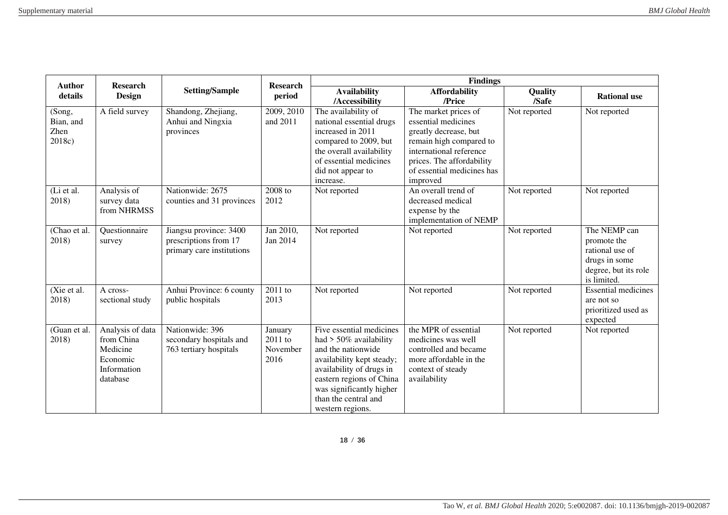| Author details | Research Design | Setting/Sample | Research period | Findings | | | |
|---|---|---|---|---|---|---|---|
| | | | | Availability /Accessibility | Affordability /Price | Quality /Safe | Rational use |
| (Song, Bian, and Zhen 2018c) | A field survey | Shandong, Zhejiang, Anhui and Ningxia provinces | 2009, 2010 and 2011 | The availability of national essential drugs increased in 2011 compared to 2009, but the overall availability of essential medicines did not appear to increase. | The market prices of essential medicines greatly decrease, but remain high compared to international reference prices. The affordability of essential medicines has improved | Not reported | Not reported |
| (Li et al. 2018) | Analysis of survey data from NHRMSS | Nationwide: 2675 counties and 31 provinces | 2008 to 2012 | Not reported | An overall trend of decreased medical expense by the implementation of NEMP | Not reported | Not reported |
| (Chao et al. 2018) | Questionnaire survey | Jiangsu province: 3400 prescriptions from 17 primary care institutions | Jan 2010, Jan 2014 | Not reported | Not reported | Not reported | The NEMP can promote the rational use of drugs in some degree, but its role is limited. |
| (Xie et al. 2018) | A cross-sectional study | Anhui Province: 6 county public hospitals | 2011 to 2013 | Not reported | Not reported | Not reported | Essential medicines are not so prioritized used as expected |
| (Guan et al. 2018) | Analysis of data from China Medicine Economic Information database | Nationwide: 396 secondary hospitals and 763 tertiary hospitals | January 2011 to November 2016 | Five essential medicines had > 50% availability and the nationwide availability kept steady; availability of drugs in eastern regions of China was significantly higher than the central and western regions. | the MPR of essential medicines was well controlled and became more affordable in the context of steady availability | Not reported | Not reported |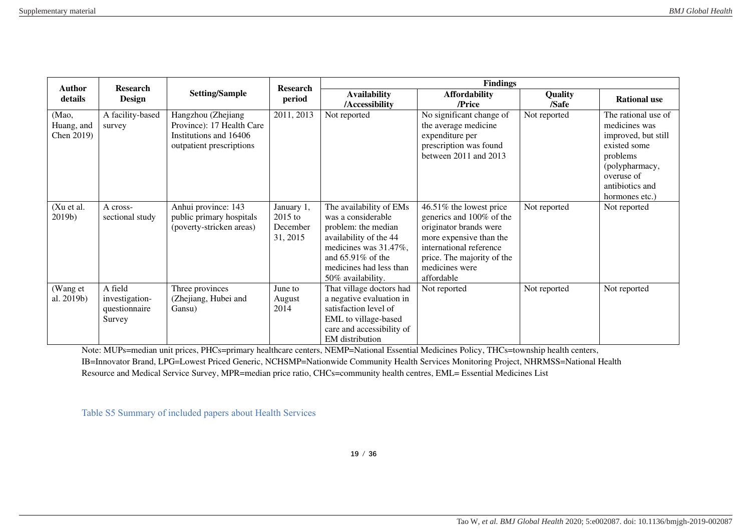| Author details | Research Design | Setting/Sample | Research period | Findings | | | |
|---|---|---|---|---|---|---|---|
| | | | | Availability /Accessibility | Affordability /Price | Quality /Safe | Rational use |
| (Mao, Huang, and Chen 2019) | A facility-based survey | Hangzhou (Zhejiang Province): 17 Health Care Institutions and 16406 outpatient prescriptions | 2011, 2013 | Not reported | No significant change of the average medicine expenditure per prescription was found between 2011 and 2013 | Not reported | The rational use of medicines was improved, but still existed some problems (polypharmacy, overuse of antibiotics and hormones etc.) |
| (Xu et al. 2019b) | A cross-sectional study | Anhui province: 143 public primary hospitals (poverty-stricken areas) | January 1, 2015 to December 31, 2015 | The availability of EMs was a considerable problem: the median availability of the 44 medicines was 31.47%, and 65.91% of the medicines had less than 50% availability. | 46.51% the lowest price generics and 100% of the originator brands were more expensive than the international reference price. The majority of the medicines were affordable | Not reported | Not reported |
| (Wang et al. 2019b) | A field investigation-questionnaire Survey | Three provinces (Zhejiang, Hubei and Gansu) | June to August 2014 | That village doctors had a negative evaluation in satisfaction level of EML to village-based care and accessibility of EM distribution | Not reported | Not reported | Not reported |

Note: MUPs=median unit prices, PHCs=primary healthcare centers, NEMP=National Essential Medicines Policy, THCs=township health centers, IB=Innovator Brand, LPG=Lowest Priced Generic, NCHSMP=Nationwide Community Health Services Monitoring Project, NHRMSS=National Health Resource and Medical Service Survey, MPR=median price ratio, CHCs=community health centres, EML= Essential Medicines List

Table S5 Summary of included papers about Health Services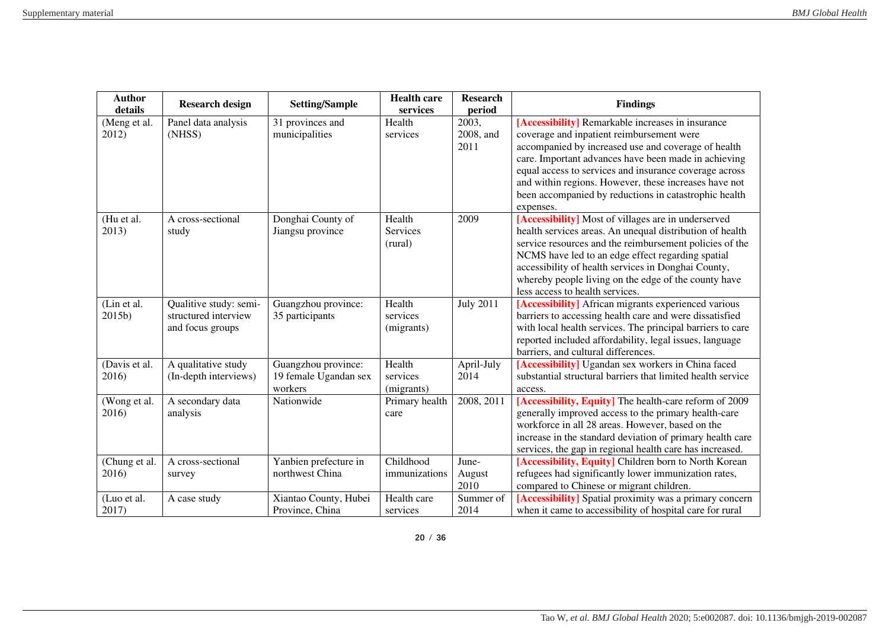| Author details | Research design | Setting/Sample | Health care services | Research period | Findings |
|---|---|---|---|---|---|
| (Meng et al. 2012) | Panel data analysis (NHSS) | 31 provinces and municipalities | Health services | 2003, 2008, and 2011 | **[Accessibility]** Remarkable increases in insurance coverage and inpatient reimbursement were accompanied by increased use and coverage of health care. Important advances have been made in achieving equal access to services and insurance coverage across and within regions. However, these increases have not been accompanied by reductions in catastrophic health expenses. |
| (Hu et al. 2013) | A cross-sectional study | Donghai County of Jiangsu province | Health Services (rural) | 2009 | **[Accessibility]** Most of villages are in underserved health services areas. An unequal distribution of health service resources and the reimbursement policies of the NCMS have led to an edge effect regarding spatial accessibility of health services in Donghai County, whereby people living on the edge of the county have less access to health services. |
| (Lin et al. 2015b) | Qualitive study: semi-structured interview and focus groups | Guangzhou province: 35 participants | Health services (migrants) | July 2011 | **[Accessibility]** African migrants experienced various barriers to accessing health care and were dissatisfied with local health services. The principal barriers to care reported included affordability, legal issues, language barriers, and cultural differences. |
| (Davis et al. 2016) | A qualitative study (In-depth interviews) | Guangzhou province: 19 female Ugandan sex workers | Health services (migrants) | April-July 2014 | **[Accessibility]** Ugandan sex workers in China faced substantial structural barriers that limited health service access. |
| (Wong et al. 2016) | A secondary data analysis | Nationwide | Primary health care | 2008, 2011 | **[Accessibility, Equity]** The health-care reform of 2009 generally improved access to the primary health-care workforce in all 28 areas. However, based on the increase in the standard deviation of primary health care services, the gap in regional health care has increased. |
| (Chung et al. 2016) | A cross-sectional survey | Yanbien prefecture in northwest China | Childhood immunizations | June-August 2010 | **[Accessibility, Equity]** Children born to North Korean refugees had significantly lower immunization rates, compared to Chinese or migrant children. |
| (Luo et al. 2017) | A case study | Xiantao County, Hubei Province, China | Health care services | Summer of 2014 | **[Accessibility]** Spatial proximity was a primary concern when it came to accessibility of hospital care for rural |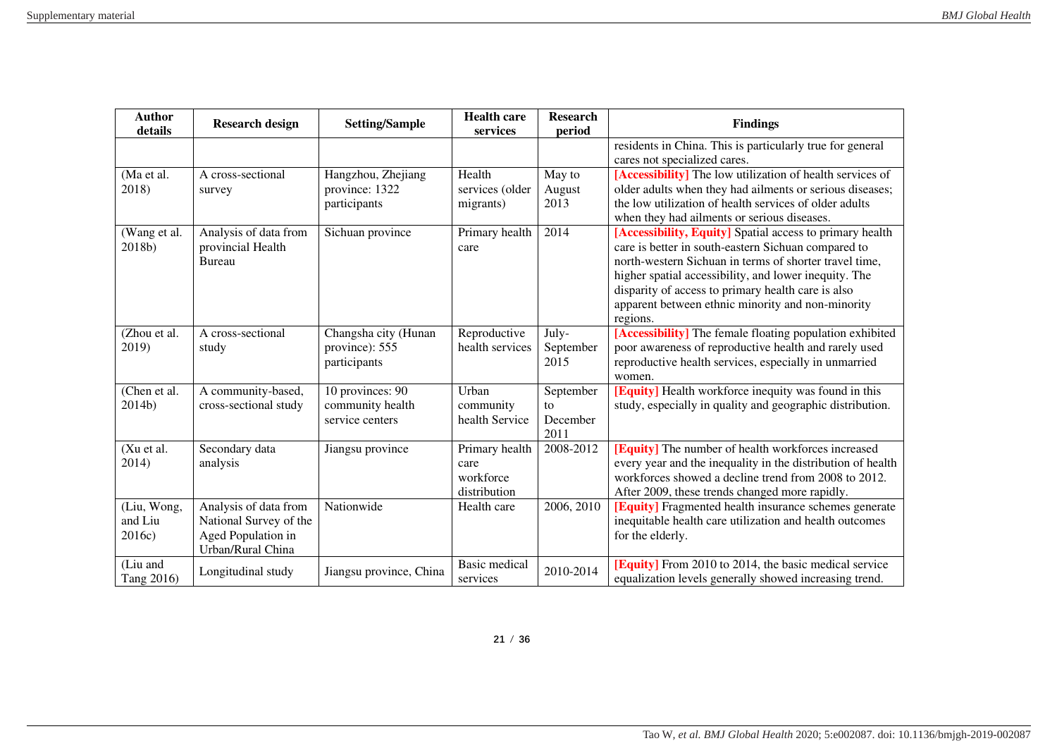| Author details | Research design | Setting/Sample | Health care services | Research period | Findings |
|---|---|---|---|---|---|
| | | | | | residents in China. This is particularly true for general cares not specialized cares. |
| (Ma et al. 2018) | A cross-sectional survey | Hangzhou, Zhejiang province: 1322 participants | Health services (older migrants) | May to August 2013 | **[Accessibility]** The low utilization of health services of older adults when they had ailments or serious diseases; the low utilization of health services of older adults when they had ailments or serious diseases. |
| (Wang et al. 2018b) | Analysis of data from provincial Health Bureau | Sichuan province | Primary health care | 2014 | **[Accessibility, Equity]** Spatial access to primary health care is better in south-eastern Sichuan compared to north-western Sichuan in terms of shorter travel time, higher spatial accessibility, and lower inequity. The disparity of access to primary health care is also apparent between ethnic minority and non-minority regions. |
| (Zhou et al. 2019) | A cross-sectional study | Changsha city (Hunan province): 555 participants | Reproductive health services | July-September 2015 | **[Accessibility]** The female floating population exhibited poor awareness of reproductive health and rarely used reproductive health services, especially in unmarried women. |
| (Chen et al. 2014b) | A community-based, cross-sectional study | 10 provinces: 90 community health service centers | Urban community health Service | September to December 2011 | **[Equity]** Health workforce inequity was found in this study, especially in quality and geographic distribution. |
| (Xu et al. 2014) | Secondary data analysis | Jiangsu province | Primary health care workforce distribution | 2008-2012 | **[Equity]** The number of health workforces increased every year and the inequality in the distribution of health workforces showed a decline trend from 2008 to 2012. After 2009, these trends changed more rapidly. |
| (Liu, Wong, and Liu 2016c) | Analysis of data from National Survey of the Aged Population in Urban/Rural China | Nationwide | Health care | 2006, 2010 | **[Equity]** Fragmented health insurance schemes generate inequitable health care utilization and health outcomes for the elderly. |
| (Liu and Tang 2016) | Longitudinal study | Jiangsu province, China | Basic medical services | 2010-2014 | **[Equity]** From 2010 to 2014, the basic medical service equalization levels generally showed increasing trend. |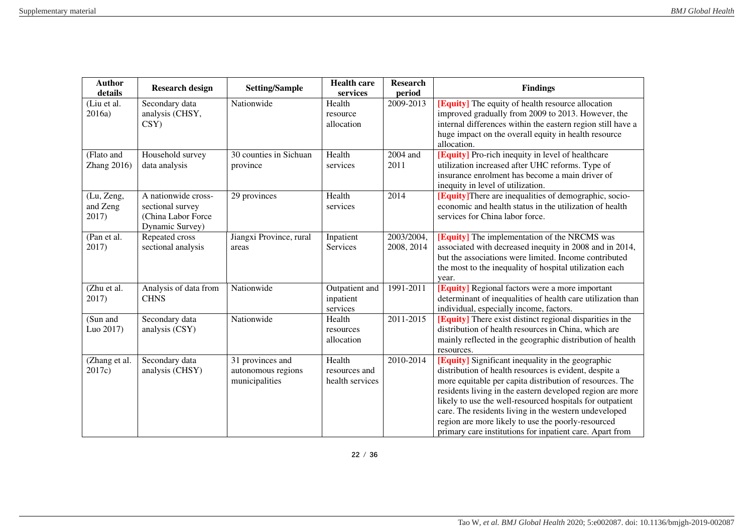| Author details | Research design | Setting/Sample | Health care services | Research period | Findings |
|---|---|---|---|---|---|
| (Liu et al. 2016a) | Secondary data analysis (CHSY, CSY) | Nationwide | Health resource allocation | 2009-2013 | **[Equity]** The equity of health resource allocation improved gradually from 2009 to 2013. However, the internal differences within the eastern region still have a huge impact on the overall equity in health resource allocation. |
| (Flato and Zhang 2016) | Household survey data analysis | 30 counties in Sichuan province | Health services | 2004 and 2011 | **[Equity]** Pro-rich inequity in level of healthcare utilization increased after UHC reforms. Type of insurance enrolment has become a main driver of inequity in level of utilization. |
| (Lu, Zeng, and Zeng 2017) | A nationwide cross-sectional survey (China Labor Force Dynamic Survey) | 29 provinces | Health services | 2014 | **[Equity]**There are inequalities of demographic, socio-economic and health status in the utilization of health services for China labor force. |
| (Pan et al. 2017) | Repeated cross sectional analysis | Jiangxi Province, rural areas | Inpatient Services | 2003/2004, 2008, 2014 | **[Equity]** The implementation of the NRCMS was associated with decreased inequity in 2008 and in 2014, but the associations were limited. Income contributed the most to the inequality of hospital utilization each year. |
| (Zhu et al. 2017) | Analysis of data from CHNS | Nationwide | Outpatient and inpatient services | 1991-2011 | **[Equity]** Regional factors were a more important determinant of inequalities of health care utilization than individual, especially income, factors. |
| (Sun and Luo 2017) | Secondary data analysis (CSY) | Nationwide | Health resources allocation | 2011-2015 | **[Equity]** There exist distinct regional disparities in the distribution of health resources in China, which are mainly reflected in the geographic distribution of health resources. |
| (Zhang et al. 2017c) | Secondary data analysis (CHSY) | 31 provinces and autonomous regions municipalities | Health resources and health services | 2010-2014 | **[Equity]** Significant inequality in the geographic distribution of health resources is evident, despite a more equitable per capita distribution of resources. The residents living in the eastern developed region are more likely to use the well-resourced hospitals for outpatient care. The residents living in the western undeveloped region are more likely to use the poorly-resourced primary care institutions for inpatient care. Apart from |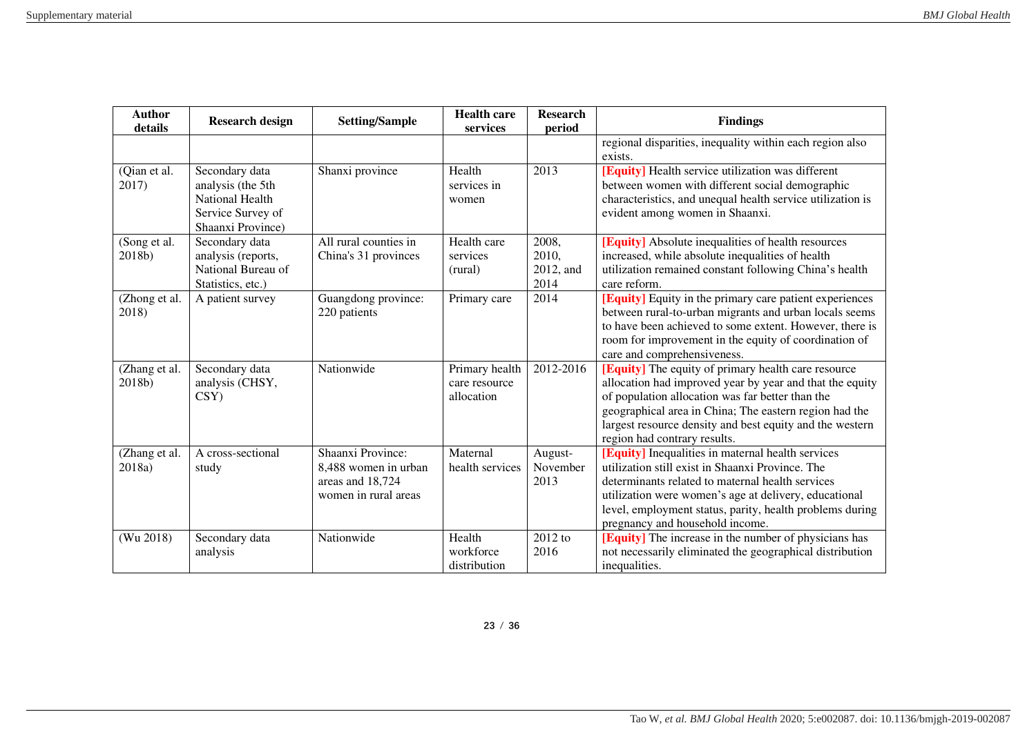| Author details | Research design | Setting/Sample | Health care services | Research period | Findings |
|---|---|---|---|---|---|
| | | | | | regional disparities, inequality within each region also exists. |
| (Qian et al. 2017) | Secondary data analysis (the 5th National Health Service Survey of Shaanxi Province) | Shanxi province | Health services in women | 2013 | **[Equity]** Health service utilization was different between women with different social demographic characteristics, and unequal health service utilization is evident among women in Shaanxi. |
| (Song et al. 2018b) | Secondary data analysis (reports, National Bureau of Statistics, etc.) | All rural counties in China's 31 provinces | Health care services (rural) | 2008, 2010, 2012, and 2014 | **[Equity]** Absolute inequalities of health resources increased, while absolute inequalities of health utilization remained constant following China's health care reform. |
| (Zhong et al. 2018) | A patient survey | Guangdong province: 220 patients | Primary care | 2014 | **[Equity]** Equity in the primary care patient experiences between rural-to-urban migrants and urban locals seems to have been achieved to some extent. However, there is room for improvement in the equity of coordination of care and comprehensiveness. |
| (Zhang et al. 2018b) | Secondary data analysis (CHSY, CSY) | Nationwide | Primary health care resource allocation | 2012-2016 | **[Equity]** The equity of primary health care resource allocation had improved year by year and that the equity of population allocation was far better than the geographical area in China; The eastern region had the largest resource density and best equity and the western region had contrary results. |
| (Zhang et al. 2018a) | A cross-sectional study | Shaanxi Province: 8,488 women in urban areas and 18,724 women in rural areas | Maternal health services | August-November 2013 | **[Equity]** Inequalities in maternal health services utilization still exist in Shaanxi Province. The determinants related to maternal health services utilization were women's age at delivery, educational level, employment status, parity, health problems during pregnancy and household income. |
| (Wu 2018) | Secondary data analysis | Nationwide | Health workforce distribution | 2012 to 2016 | **[Equity]** The increase in the number of physicians has not necessarily eliminated the geographical distribution inequalities. |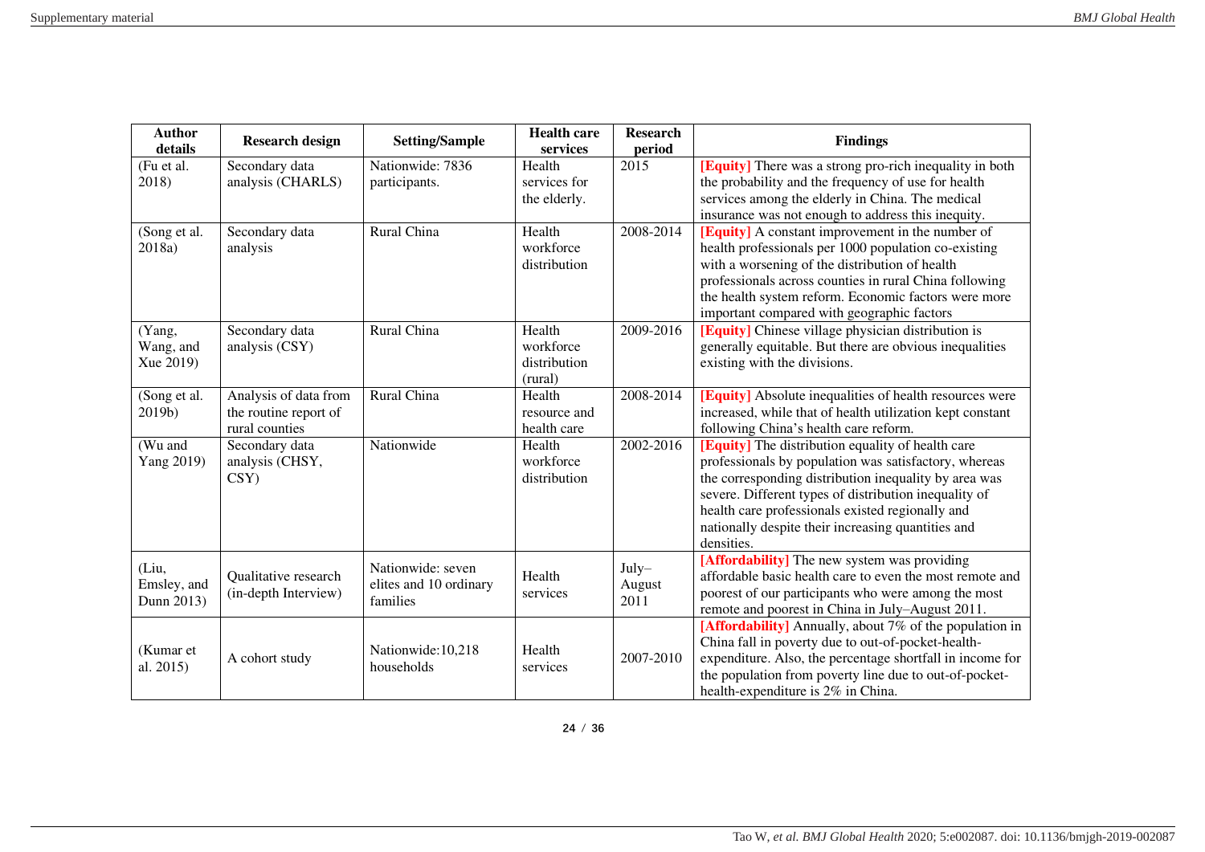| Author details | Research design | Setting/Sample | Health care services | Research period | Findings |
|---|---|---|---|---|---|
| (Fu et al. 2018) | Secondary data analysis (CHARLS) | Nationwide: 7836 participants. | Health services for the elderly. | 2015 | **[Equity]** There was a strong pro-rich inequality in both the probability and the frequency of use for health services among the elderly in China. The medical insurance was not enough to address this inequity. |
| (Song et al. 2018a) | Secondary data analysis | Rural China | Health workforce distribution | 2008-2014 | **[Equity]** A constant improvement in the number of health professionals per 1000 population co-existing with a worsening of the distribution of health professionals across counties in rural China following the health system reform. Economic factors were more important compared with geographic factors |
| (Yang, Wang, and Xue 2019) | Secondary data analysis (CSY) | Rural China | Health workforce distribution (rural) | 2009-2016 | **[Equity]** Chinese village physician distribution is generally equitable. But there are obvious inequalities existing with the divisions. |
| (Song et al. 2019b) | Analysis of data from the routine report of rural counties | Rural China | Health resource and health care | 2008-2014 | **[Equity]** Absolute inequalities of health resources were increased, while that of health utilization kept constant following China's health care reform. |
| (Wu and Yang 2019) | Secondary data analysis (CHSY, CSY) | Nationwide | Health workforce distribution | 2002-2016 | **[Equity]** The distribution equality of health care professionals by population was satisfactory, whereas the corresponding distribution inequality by area was severe. Different types of distribution inequality of health care professionals existed regionally and nationally despite their increasing quantities and densities. |
| (Liu, Emsley, and Dunn 2013) | Qualitative research (in-depth Interview) | Nationwide: seven elites and 10 ordinary families | Health services | July–August 2011 | **[Affordability]** The new system was providing affordable basic health care to even the most remote and poorest of our participants who were among the most remote and poorest in China in July–August 2011. |
| (Kumar et al. 2015) | A cohort study | Nationwide:10,218 households | Health services | 2007-2010 | **[Affordability]** Annually, about 7% of the population in China fall in poverty due to out-of-pocket-health-expenditure. Also, the percentage shortfall in income for the population from poverty line due to out-of-pocket-health-expenditure is 2% in China. |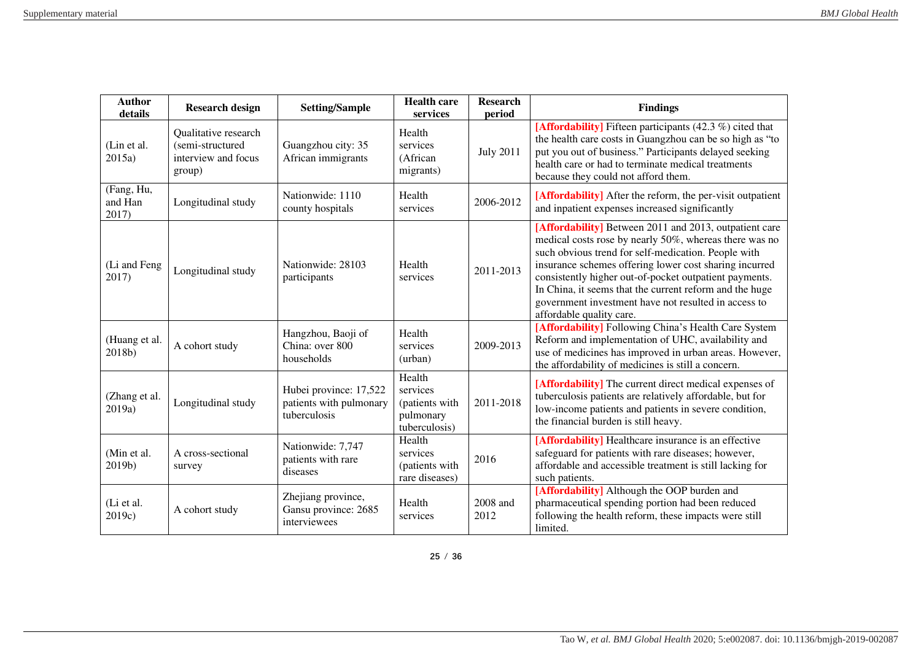| Author details | Research design | Setting/Sample | Health care services | Research period | Findings |
|---|---|---|---|---|---|
| (Lin et al. 2015a) | Qualitative research (semi-structured interview and focus group) | Guangzhou city: 35 African immigrants | Health services (African migrants) | July 2011 | **[Affordability]** Fifteen participants (42.3 %) cited that the health care costs in Guangzhou can be so high as "to put you out of business." Participants delayed seeking health care or had to terminate medical treatments because they could not afford them. |
| (Fang, Hu, and Han 2017) | Longitudinal study | Nationwide: 1110 county hospitals | Health services | 2006-2012 | **[Affordability]** After the reform, the per-visit outpatient and inpatient expenses increased significantly |
| (Li and Feng 2017) | Longitudinal study | Nationwide: 28103 participants | Health services | 2011-2013 | **[Affordability]** Between 2011 and 2013, outpatient care medical costs rose by nearly 50%, whereas there was no such obvious trend for self-medication. People with insurance schemes offering lower cost sharing incurred consistently higher out-of-pocket outpatient payments. In China, it seems that the current reform and the huge government investment have not resulted in access to affordable quality care. |
| (Huang et al. 2018b) | A cohort study | Hangzhou, Baoji of China: over 800 households | Health services (urban) | 2009-2013 | **[Affordability]** Following China's Health Care System Reform and implementation of UHC, availability and use of medicines has improved in urban areas. However, the affordability of medicines is still a concern. |
| (Zhang et al. 2019a) | Longitudinal study | Hubei province: 17,522 patients with pulmonary tuberculosis | Health services (patients with pulmonary tuberculosis) | 2011-2018 | **[Affordability]** The current direct medical expenses of tuberculosis patients are relatively affordable, but for low-income patients and patients in severe condition, the financial burden is still heavy. |
| (Min et al. 2019b) | A cross-sectional survey | Nationwide: 7,747 patients with rare diseases | Health services (patients with rare diseases) | 2016 | **[Affordability]** Healthcare insurance is an effective safeguard for patients with rare diseases; however, affordable and accessible treatment is still lacking for such patients. |
| (Li et al. 2019c) | A cohort study | Zhejiang province, Gansu province: 2685 interviewees | Health services | 2008 and 2012 | **[Affordability]** Although the OOP burden and pharmaceutical spending portion had been reduced following the health reform, these impacts were still limited. |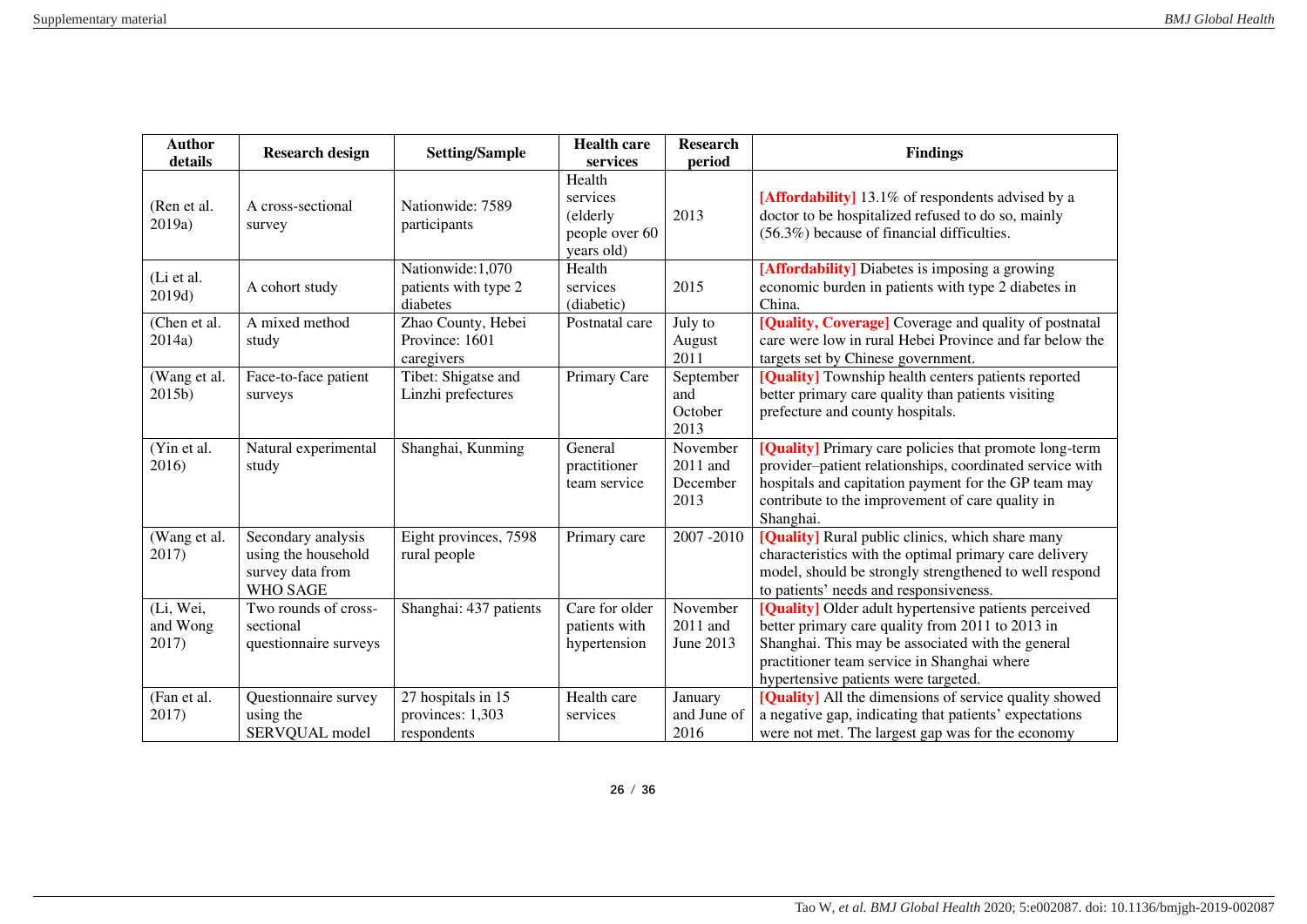| Author details | Research design | Setting/Sample | Health care services | Research period | Findings |
|---|---|---|---|---|---|
| (Ren et al. 2019a) | A cross-sectional survey | Nationwide: 7589 participants | Health services (elderly people over 60 years old) | 2013 | **[Affordability]** 13.1% of respondents advised by a doctor to be hospitalized refused to do so, mainly (56.3%) because of financial difficulties. |
| (Li et al. 2019d) | A cohort study | Nationwide:1,070 patients with type 2 diabetes | Health services (diabetic) | 2015 | **[Affordability]** Diabetes is imposing a growing economic burden in patients with type 2 diabetes in China. |
| (Chen et al. 2014a) | A mixed method study | Zhao County, Hebei Province: 1601 caregivers | Postnatal care | July to August 2011 | **[Quality, Coverage]** Coverage and quality of postnatal care were low in rural Hebei Province and far below the targets set by Chinese government. |
| (Wang et al. 2015b) | Face-to-face patient surveys | Tibet: Shigatse and Linzhi prefectures | Primary Care | September and October 2013 | **[Quality]** Township health centers patients reported better primary care quality than patients visiting prefecture and county hospitals. |
| (Yin et al. 2016) | Natural experimental study | Shanghai, Kunming | General practitioner team service | November 2011 and December 2013 | **[Quality]** Primary care policies that promote long-term provider–patient relationships, coordinated service with hospitals and capitation payment for the GP team may contribute to the improvement of care quality in Shanghai. |
| (Wang et al. 2017) | Secondary analysis using the household survey data from WHO SAGE | Eight provinces, 7598 rural people | Primary care | 2007 -2010 | **[Quality]** Rural public clinics, which share many characteristics with the optimal primary care delivery model, should be strongly strengthened to well respond to patients' needs and responsiveness. |
| (Li, Wei, and Wong 2017) | Two rounds of cross-sectional questionnaire surveys | Shanghai: 437 patients | Care for older patients with hypertension | November 2011 and June 2013 | **[Quality]** Older adult hypertensive patients perceived better primary care quality from 2011 to 2013 in Shanghai. This may be associated with the general practitioner team service in Shanghai where hypertensive patients were targeted. |
| (Fan et al. 2017) | Questionnaire survey using the SERVQUAL model | 27 hospitals in 15 provinces: 1,303 respondents | Health care services | January and June of 2016 | **[Quality]** All the dimensions of service quality showed a negative gap, indicating that patients' expectations were not met. The largest gap was for the economy |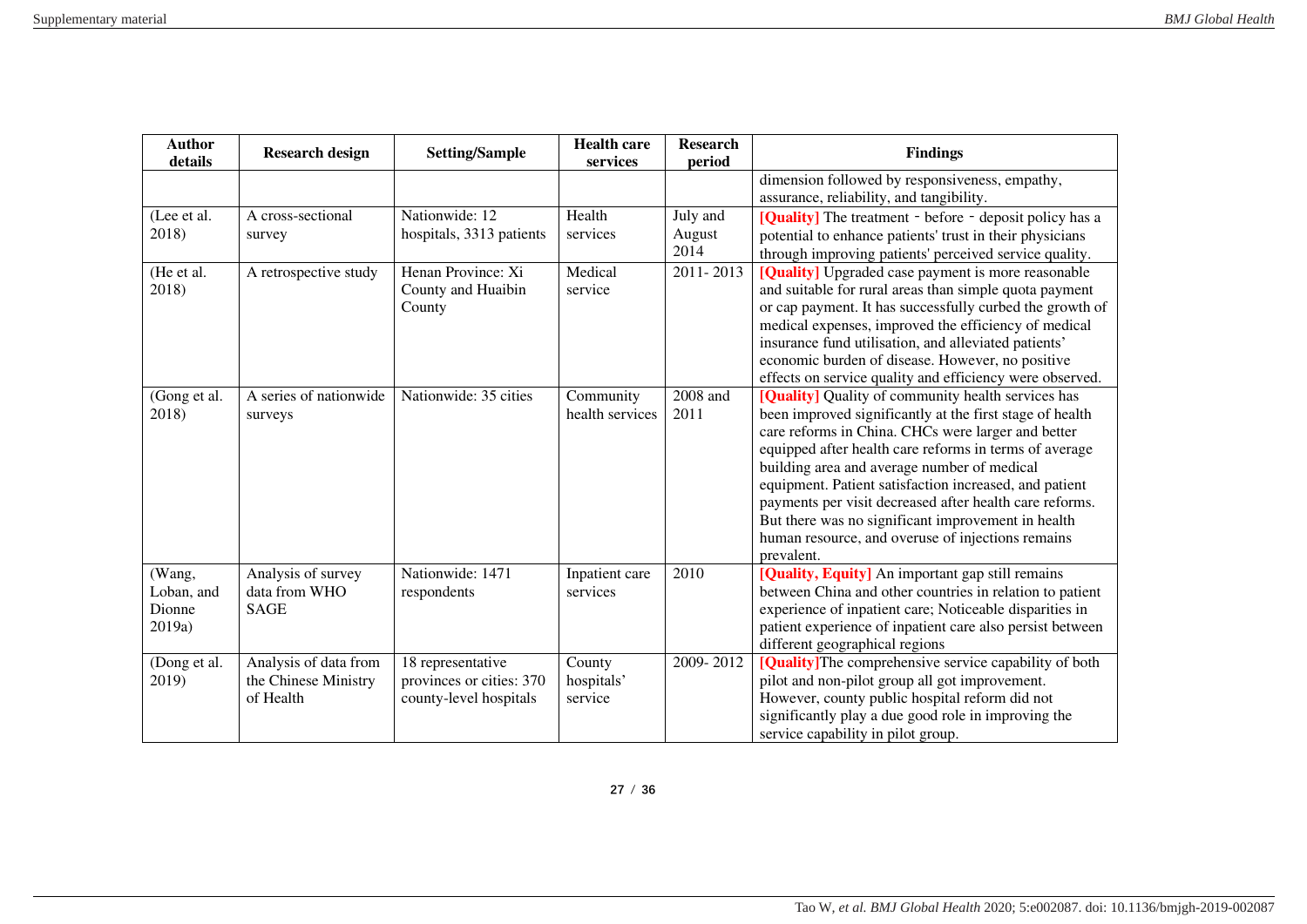| Author details | Research design | Setting/Sample | Health care services | Research period | Findings |
|---|---|---|---|---|---|
| | | | | | dimension followed by responsiveness, empathy, assurance, reliability, and tangibility. |
| (Lee et al. 2018) | A cross-sectional survey | Nationwide: 12 hospitals, 3313 patients | Health services | July and August 2014 | **[Quality]** The treatment - before - deposit policy has a potential to enhance patients' trust in their physicians through improving patients' perceived service quality. |
| (He et al. 2018) | A retrospective study | Henan Province: Xi County and Huaibin County | Medical service | 2011- 2013 | **[Quality]** Upgraded case payment is more reasonable and suitable for rural areas than simple quota payment or cap payment. It has successfully curbed the growth of medical expenses, improved the efficiency of medical insurance fund utilisation, and alleviated patients' economic burden of disease. However, no positive effects on service quality and efficiency were observed. |
| (Gong et al. 2018) | A series of nationwide surveys | Nationwide: 35 cities | Community health services | 2008 and 2011 | **[Quality]** Quality of community health services has been improved significantly at the first stage of health care reforms in China. CHCs were larger and better equipped after health care reforms in terms of average building area and average number of medical equipment. Patient satisfaction increased, and patient payments per visit decreased after health care reforms. But there was no significant improvement in health human resource, and overuse of injections remains prevalent. |
| (Wang, Loban, and Dionne 2019a) | Analysis of survey data from WHO SAGE | Nationwide: 1471 respondents | Inpatient care services | 2010 | **[Quality, Equity]** An important gap still remains between China and other countries in relation to patient experience of inpatient care; Noticeable disparities in patient experience of inpatient care also persist between different geographical regions |
| (Dong et al. 2019) | Analysis of data from the Chinese Ministry of Health | 18 representative provinces or cities: 370 county-level hospitals | County hospitals' service | 2009- 2012 | **[Quality]**The comprehensive service capability of both pilot and non-pilot group all got improvement. However, county public hospital reform did not significantly play a due good role in improving the service capability in pilot group. |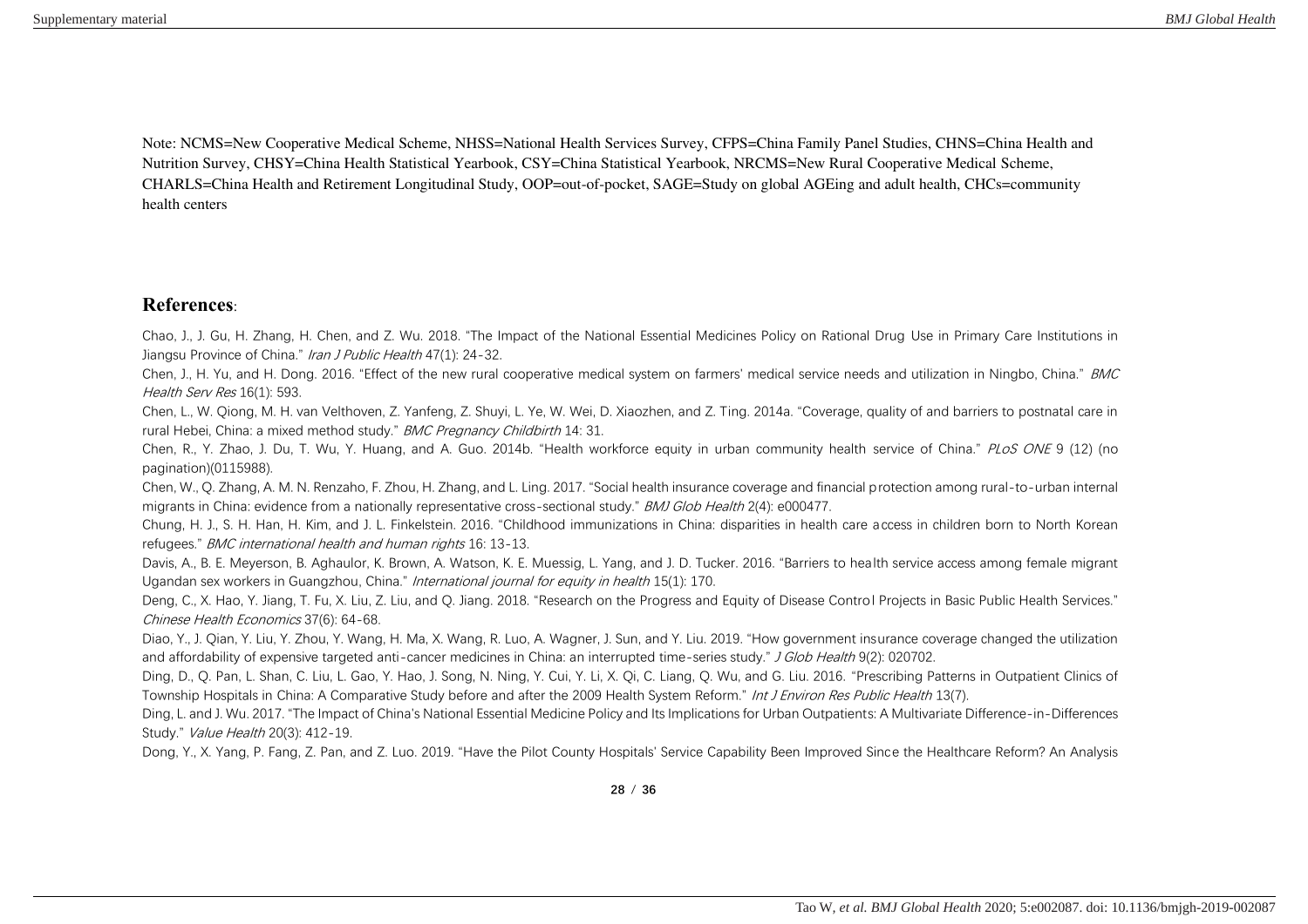Note: NCMS=New Cooperative Medical Scheme, NHSS=National Health Services Survey, CFPS=China Family Panel Studies, CHNS=China Health and Nutrition Survey, CHSY=China Health Statistical Yearbook, CSY=China Statistical Yearbook, NRCMS=New Rural Cooperative Medical Scheme, CHARLS=China Health and Retirement Longitudinal Study, OOP=out-of-pocket, SAGE=Study on global AGEing and adult health, CHCs=community health centers

## References:

Chao, J., J. Gu, H. Zhang, H. Chen, and Z. Wu. 2018. "The Impact of the National Essential Medicines Policy on Rational Drug Use in Primary Care Institutions in Jiangsu Province of China." *Iran J Public Health* 47(1): 24-32.

Chen, J., H. Yu, and H. Dong. 2016. "Effect of the new rural cooperative medical system on farmers' medical service needs and utilization in Ningbo, China." *BMC Health Serv Res* 16(1): 593.

Chen, L., W. Qiong, M. H. van Velthoven, Z. Yanfeng, Z. Shuyi, L. Ye, W. Wei, D. Xiaozhen, and Z. Ting. 2014a. "Coverage, quality of and barriers to postnatal care in rural Hebei, China: a mixed method study." *BMC Pregnancy Childbirth* 14: 31.

Chen, R., Y. Zhao, J. Du, T. Wu, Y. Huang, and A. Guo. 2014b. "Health workforce equity in urban community health service of China." *PLoS ONE* 9 (12) (no pagination)(0115988).

Chen, W., Q. Zhang, A. M. N. Renzaho, F. Zhou, H. Zhang, and L. Ling. 2017. "Social health insurance coverage and financial protection among rural-to-urban internal migrants in China: evidence from a nationally representative cross-sectional study." *BMJ Glob Health* 2(4): e000477.

Chung, H. J., S. H. Han, H. Kim, and J. L. Finkelstein. 2016. "Childhood immunizations in China: disparities in health care access in children born to North Korean refugees." *BMC international health and human rights* 16: 13-13.

Davis, A., B. E. Meyerson, B. Aghaulor, K. Brown, A. Watson, K. E. Muessig, L. Yang, and J. D. Tucker. 2016. "Barriers to health service access among female migrant Ugandan sex workers in Guangzhou, China." *International journal for equity in health* 15(1): 170.

Deng, C., X. Hao, Y. Jiang, T. Fu, X. Liu, Z. Liu, and Q. Jiang. 2018. "Research on the Progress and Equity of Disease Control Projects in Basic Public Health Services." *Chinese Health Economics* 37(6): 64-68.

Diao, Y., J. Qian, Y. Liu, Y. Zhou, Y. Wang, H. Ma, X. Wang, R. Luo, A. Wagner, J. Sun, and Y. Liu. 2019. "How government insurance coverage changed the utilization and affordability of expensive targeted anti-cancer medicines in China: an interrupted time-series study." *J Glob Health* 9(2): 020702.

Ding, D., Q. Pan, L. Shan, C. Liu, L. Gao, Y. Hao, J. Song, N. Ning, Y. Cui, Y. Li, X. Qi, C. Liang, Q. Wu, and G. Liu. 2016. "Prescribing Patterns in Outpatient Clinics of Township Hospitals in China: A Comparative Study before and after the 2009 Health System Reform." *Int J Environ Res Public Health* 13(7).

Ding, L. and J. Wu. 2017. "The Impact of China's National Essential Medicine Policy and Its Implications for Urban Outpatients: A Multivariate Difference-in-Differences Study." *Value Health* 20(3): 412-19.

Dong, Y., X. Yang, P. Fang, Z. Pan, and Z. Luo. 2019. "Have the Pilot County Hospitals' Service Capability Been Improved Since the Healthcare Reform? An Analysis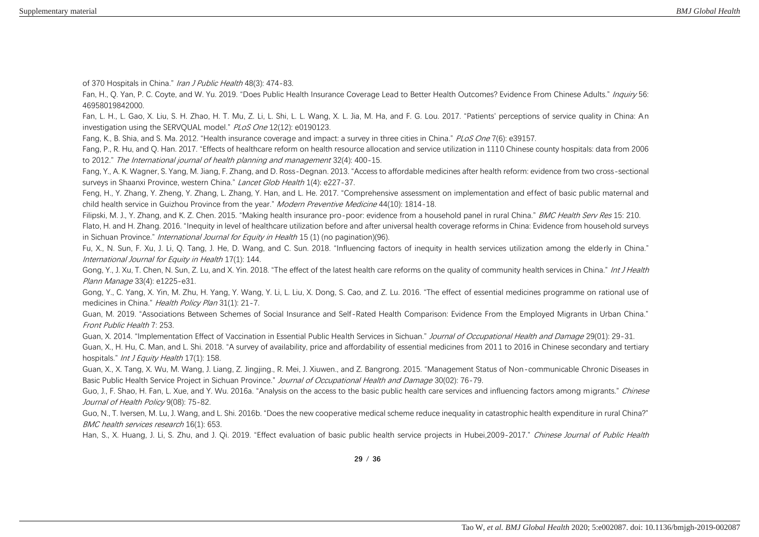of 370 Hospitals in China." *Iran J Public Health* 48(3): 474-83.

Fan, H., Q. Yan, P. C. Coyte, and W. Yu. 2019. "Does Public Health Insurance Coverage Lead to Better Health Outcomes? Evidence From Chinese Adults." *Inquiry* 56: 46958019842000.

Fan, L. H., L. Gao, X. Liu, S. H. Zhao, H. T. Mu, Z. Li, L. Shi, L. L. Wang, X. L. Jia, M. Ha, and F. G. Lou. 2017. "Patients' perceptions of service quality in China: An investigation using the SERVQUAL model." *PLoS One* 12(12): e0190123.

Fang, K., B. Shia, and S. Ma. 2012. "Health insurance coverage and impact: a survey in three cities in China." *PLoS One* 7(6): e39157.

Fang, P., R. Hu, and Q. Han. 2017. "Effects of healthcare reform on health resource allocation and service utilization in 1110 Chinese county hospitals: data from 2006 to 2012." *The International journal of health planning and management* 32(4): 400-15.

Fang, Y., A. K. Wagner, S. Yang, M. Jiang, F. Zhang, and D. Ross-Degnan. 2013. "Access to affordable medicines after health reform: evidence from two cross-sectional surveys in Shaanxi Province, western China." *Lancet Glob Health* 1(4): e227-37.

Feng, H., Y. Zhang, Y. Zheng, Y. Zhang, L. Zhang, Y. Han, and L. He. 2017. "Comprehensive assessment on implementation and effect of basic public maternal and child health service in Guizhou Province from the year." *Modern Preventive Medicine* 44(10): 1814-18.

Filipski, M. J., Y. Zhang, and K. Z. Chen. 2015. "Making health insurance pro-poor: evidence from a household panel in rural China." *BMC Health Serv Res* 15: 210.

Flato, H. and H. Zhang. 2016. "Inequity in level of healthcare utilization before and after universal health coverage reforms in China: Evidence from household surveys in Sichuan Province." *International Journal for Equity in Health* 15 (1) (no pagination)(96).

Fu, X., N. Sun, F. Xu, J. Li, Q. Tang, J. He, D. Wang, and C. Sun. 2018. "Influencing factors of inequity in health services utilization among the elderly in China." *International Journal for Equity in Health* 17(1): 144.

Gong, Y., J. Xu, T. Chen, N. Sun, Z. Lu, and X. Yin. 2018. "The effect of the latest health care reforms on the quality of community health services in China." *Int J Health Plann Manage* 33(4): e1225-e31.

Gong, Y., C. Yang, X. Yin, M. Zhu, H. Yang, Y. Wang, Y. Li, L. Liu, X. Dong, S. Cao, and Z. Lu. 2016. "The effect of essential medicines programme on rational use of medicines in China." *Health Policy Plan* 31(1): 21-7.

Guan, M. 2019. "Associations Between Schemes of Social Insurance and Self-Rated Health Comparison: Evidence From the Employed Migrants in Urban China." *Front Public Health* 7: 253.

Guan, X. 2014. "Implementation Effect of Vaccination in Essential Public Health Services in Sichuan." *Journal of Occupational Health and Damage* 29(01): 29-31.

Guan, X., H. Hu, C. Man, and L. Shi. 2018. "A survey of availability, price and affordability of essential medicines from 2011 to 2016 in Chinese secondary and tertiary hospitals." *Int J Equity Health* 17(1): 158.

Guan, X., X. Tang, X. Wu, M. Wang, J. Liang, Z. Jingjing., R. Mei, J. Xiuwen., and Z. Bangrong. 2015. "Management Status of Non-communicable Chronic Diseases in Basic Public Health Service Project in Sichuan Province." *Journal of Occupational Health and Damage* 30(02): 76-79.

Guo, J., F. Shao, H. Fan, L. Xue, and Y. Wu. 2016a. "Analysis on the access to the basic public health care services and influencing factors among migrants." *Chinese Journal of Health Policy* 9(08): 75-82.

Guo, N., T. Iversen, M. Lu, J. Wang, and L. Shi. 2016b. "Does the new cooperative medical scheme reduce inequality in catastrophic health expenditure in rural China?" *BMC health services research* 16(1): 653.

Han, S., X. Huang, J. Li, S. Zhu, and J. Qi. 2019. "Effect evaluation of basic public health service projects in Hubei,2009-2017." *Chinese Journal of Public Health*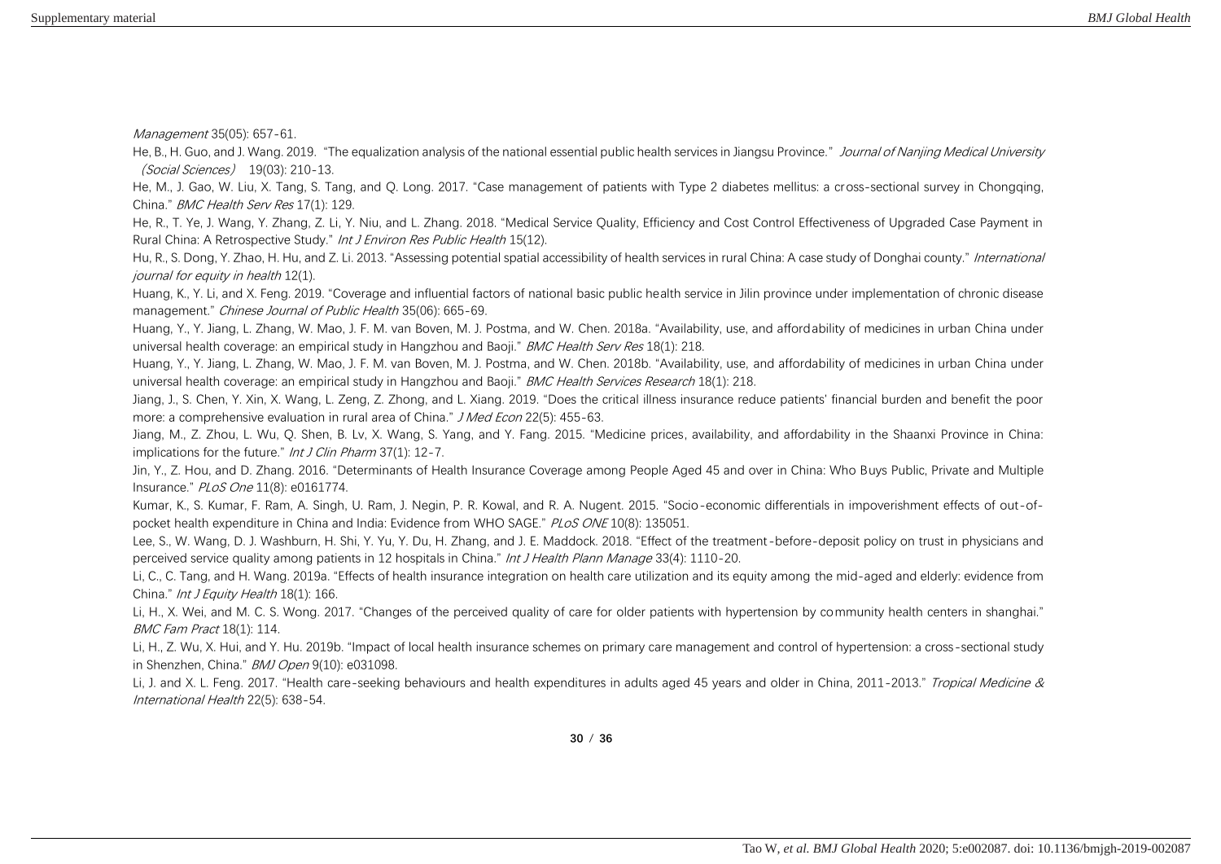*Management* 35(05): 657-61.

He, B., H. Guo, and J. Wang. 2019. "The equalization analysis of the national essential public health services in Jiangsu Province." *Journal of Nanjing Medical University (Social Sciences)* 19(03): 210-13.

He, M., J. Gao, W. Liu, X. Tang, S. Tang, and Q. Long. 2017. "Case management of patients with Type 2 diabetes mellitus: a cross-sectional survey in Chongqing, China." *BMC Health Serv Res* 17(1): 129.

He, R., T. Ye, J. Wang, Y. Zhang, Z. Li, Y. Niu, and L. Zhang. 2018. "Medical Service Quality, Efficiency and Cost Control Effectiveness of Upgraded Case Payment in Rural China: A Retrospective Study." *Int J Environ Res Public Health* 15(12).

Hu, R., S. Dong, Y. Zhao, H. Hu, and Z. Li. 2013. "Assessing potential spatial accessibility of health services in rural China: A case study of Donghai county." *International journal for equity in health* 12(1).

Huang, K., Y. Li, and X. Feng. 2019. "Coverage and influential factors of national basic public health service in Jilin province under implementation of chronic disease management." *Chinese Journal of Public Health* 35(06): 665-69.

Huang, Y., Y. Jiang, L. Zhang, W. Mao, J. F. M. van Boven, M. J. Postma, and W. Chen. 2018a. "Availability, use, and affordability of medicines in urban China under universal health coverage: an empirical study in Hangzhou and Baoji." *BMC Health Serv Res* 18(1): 218.

Huang, Y., Y. Jiang, L. Zhang, W. Mao, J. F. M. van Boven, M. J. Postma, and W. Chen. 2018b. "Availability, use, and affordability of medicines in urban China under universal health coverage: an empirical study in Hangzhou and Baoji." *BMC Health Services Research* 18(1): 218.

Jiang, J., S. Chen, Y. Xin, X. Wang, L. Zeng, Z. Zhong, and L. Xiang. 2019. "Does the critical illness insurance reduce patients' financial burden and benefit the poor more: a comprehensive evaluation in rural area of China." *J Med Econ* 22(5): 455-63.

Jiang, M., Z. Zhou, L. Wu, Q. Shen, B. Lv, X. Wang, S. Yang, and Y. Fang. 2015. "Medicine prices, availability, and affordability in the Shaanxi Province in China: implications for the future." *Int J Clin Pharm* 37(1): 12-7.

Jin, Y., Z. Hou, and D. Zhang. 2016. "Determinants of Health Insurance Coverage among People Aged 45 and over in China: Who Buys Public, Private and Multiple Insurance." *PLoS One* 11(8): e0161774.

Kumar, K., S. Kumar, F. Ram, A. Singh, U. Ram, J. Negin, P. R. Kowal, and R. A. Nugent. 2015. "Socio-economic differentials in impoverishment effects of out-of-pocket health expenditure in China and India: Evidence from WHO SAGE." *PLoS ONE* 10(8): 135051.

Lee, S., W. Wang, D. J. Washburn, H. Shi, Y. Yu, Y. Du, H. Zhang, and J. E. Maddock. 2018. "Effect of the treatment-before-deposit policy on trust in physicians and perceived service quality among patients in 12 hospitals in China." *Int J Health Plann Manage* 33(4): 1110-20.

Li, C., C. Tang, and H. Wang. 2019a. "Effects of health insurance integration on health care utilization and its equity among the mid-aged and elderly: evidence from China." *Int J Equity Health* 18(1): 166.

Li, H., X. Wei, and M. C. S. Wong. 2017. "Changes of the perceived quality of care for older patients with hypertension by community health centers in shanghai." *BMC Fam Pract* 18(1): 114.

Li, H., Z. Wu, X. Hui, and Y. Hu. 2019b. "Impact of local health insurance schemes on primary care management and control of hypertension: a cross-sectional study in Shenzhen, China." *BMJ Open* 9(10): e031098.

Li, J. and X. L. Feng. 2017. "Health care-seeking behaviours and health expenditures in adults aged 45 years and older in China, 2011-2013." *Tropical Medicine & International Health* 22(5): 638-54.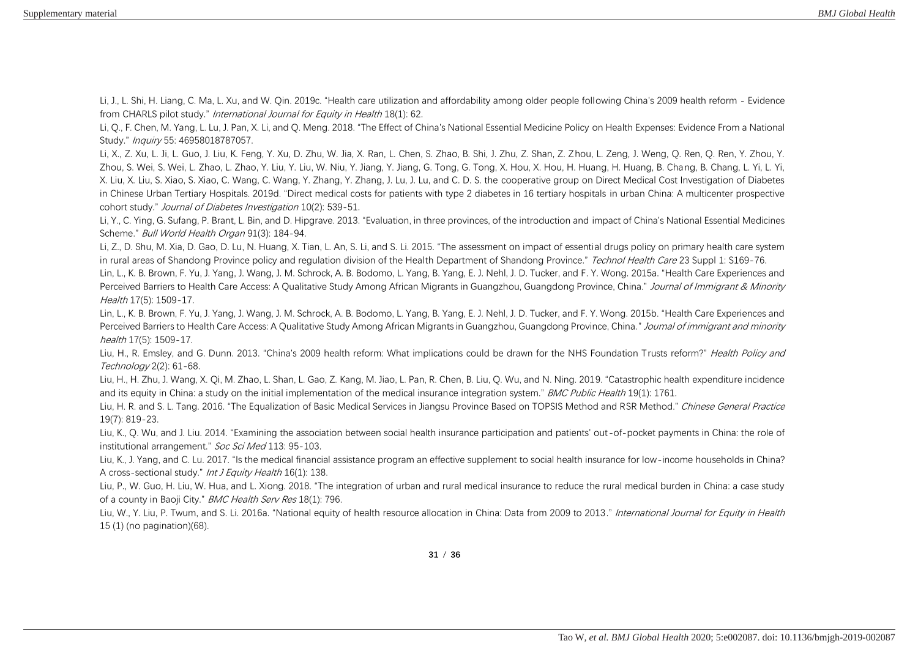Li, J., L. Shi, H. Liang, C. Ma, L. Xu, and W. Qin. 2019c. "Health care utilization and affordability among older people following China's 2009 health reform - Evidence from CHARLS pilot study." *International Journal for Equity in Health* 18(1): 62.

Li, Q., F. Chen, M. Yang, L. Lu, J. Pan, X. Li, and Q. Meng. 2018. "The Effect of China's National Essential Medicine Policy on Health Expenses: Evidence From a National Study." *Inquiry* 55: 46958018787057.

Li, X., Z. Xu, L. Ji, L. Guo, J. Liu, K. Feng, Y. Xu, D. Zhu, W. Jia, X. Ran, L. Chen, S. Zhao, B. Shi, J. Zhu, Z. Shan, Z. Zhou, L. Zeng, J. Weng, Q. Ren, Q. Ren, Y. Zhou, Y. Zhou, S. Wei, S. Wei, L. Zhao, L. Zhao, Y. Liu, Y. Liu, W. Niu, Y. Jiang, Y. Jiang, G. Tong, G. Tong, X. Hou, X. Hou, H. Huang, H. Huang, B. Chang, B. Chang, L. Yi, L. Yi, X. Liu, X. Liu, S. Xiao, S. Xiao, C. Wang, C. Wang, Y. Zhang, Y. Zhang, J. Lu, J. Lu, and C. D. S. the cooperative group on Direct Medical Cost Investigation of Diabetes in Chinese Urban Tertiary Hospitals. 2019d. "Direct medical costs for patients with type 2 diabetes in 16 tertiary hospitals in urban China: A multicenter prospective cohort study." *Journal of Diabetes Investigation* 10(2): 539-51.

Li, Y., C. Ying, G. Sufang, P. Brant, L. Bin, and D. Hipgrave. 2013. "Evaluation, in three provinces, of the introduction and impact of China's National Essential Medicines Scheme." *Bull World Health Organ* 91(3): 184-94.

Li, Z., D. Shu, M. Xia, D. Gao, D. Lu, N. Huang, X. Tian, L. An, S. Li, and S. Li. 2015. "The assessment on impact of essential drugs policy on primary health care system in rural areas of Shandong Province policy and regulation division of the Health Department of Shandong Province." *Technol Health Care* 23 Suppl 1: S169-76.

Lin, L., K. B. Brown, F. Yu, J. Yang, J. Wang, J. M. Schrock, A. B. Bodomo, L. Yang, B. Yang, E. J. Nehl, J. D. Tucker, and F. Y. Wong. 2015a. "Health Care Experiences and Perceived Barriers to Health Care Access: A Qualitative Study Among African Migrants in Guangzhou, Guangdong Province, China." *Journal of Immigrant & Minority Health* 17(5): 1509-17.

Lin, L., K. B. Brown, F. Yu, J. Yang, J. Wang, J. M. Schrock, A. B. Bodomo, L. Yang, B. Yang, E. J. Nehl, J. D. Tucker, and F. Y. Wong. 2015b. "Health Care Experiences and Perceived Barriers to Health Care Access: A Qualitative Study Among African Migrants in Guangzhou, Guangdong Province, China." *Journal of immigrant and minority health* 17(5): 1509-17.

Liu, H., R. Emsley, and G. Dunn. 2013. "China's 2009 health reform: What implications could be drawn for the NHS Foundation Trusts reform?" *Health Policy and Technology* 2(2): 61-68.

Liu, H., H. Zhu, J. Wang, X. Qi, M. Zhao, L. Shan, L. Gao, Z. Kang, M. Jiao, L. Pan, R. Chen, B. Liu, Q. Wu, and N. Ning. 2019. "Catastrophic health expenditure incidence and its equity in China: a study on the initial implementation of the medical insurance integration system." *BMC Public Health* 19(1): 1761.

Liu, H. R. and S. L. Tang. 2016. "The Equalization of Basic Medical Services in Jiangsu Province Based on TOPSIS Method and RSR Method." *Chinese General Practice* 19(7): 819-23.

Liu, K., Q. Wu, and J. Liu. 2014. "Examining the association between social health insurance participation and patients' out-of-pocket payments in China: the role of institutional arrangement." *Soc Sci Med* 113: 95-103.

Liu, K., J. Yang, and C. Lu. 2017. "Is the medical financial assistance program an effective supplement to social health insurance for low-income households in China? A cross-sectional study." *Int J Equity Health* 16(1): 138.

Liu, P., W. Guo, H. Liu, W. Hua, and L. Xiong. 2018. "The integration of urban and rural medical insurance to reduce the rural medical burden in China: a case study of a county in Baoji City." *BMC Health Serv Res* 18(1): 796.

Liu, W., Y. Liu, P. Twum, and S. Li. 2016a. "National equity of health resource allocation in China: Data from 2009 to 2013." *International Journal for Equity in Health* 15 (1) (no pagination)(68).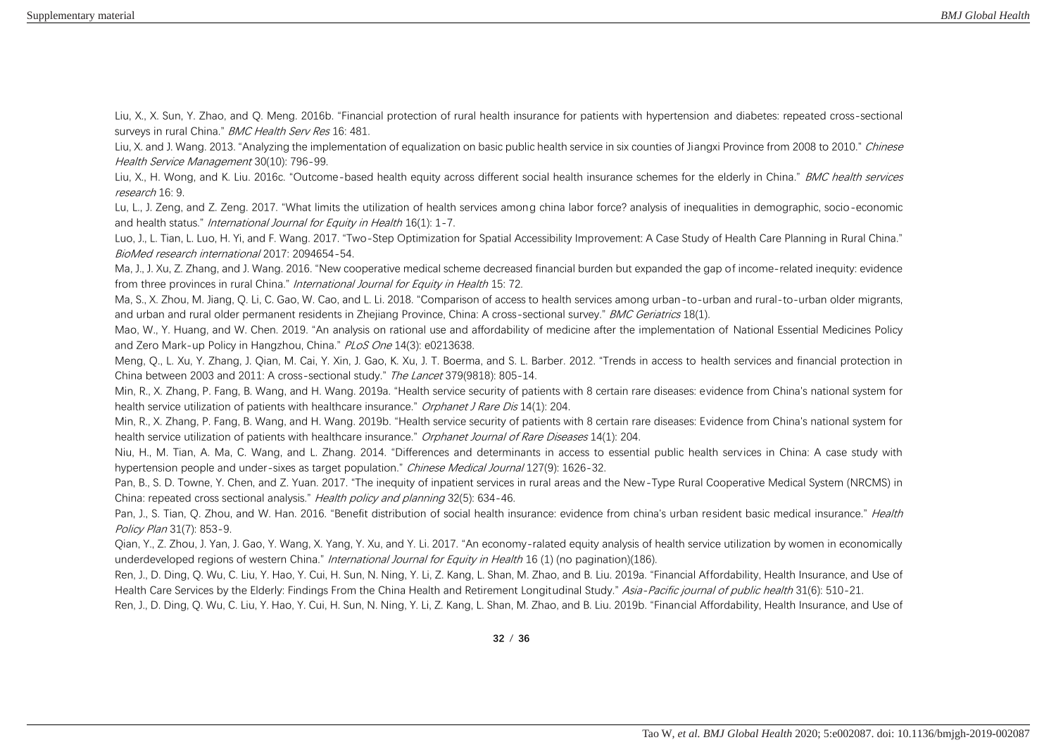Liu, X., X. Sun, Y. Zhao, and Q. Meng. 2016b. "Financial protection of rural health insurance for patients with hypertension and diabetes: repeated cross-sectional surveys in rural China." *BMC Health Serv Res* 16: 481.

Liu, X. and J. Wang. 2013. "Analyzing the implementation of equalization on basic public health service in six counties of Jiangxi Province from 2008 to 2010." *Chinese Health Service Management* 30(10): 796-99.

Liu, X., H. Wong, and K. Liu. 2016c. "Outcome-based health equity across different social health insurance schemes for the elderly in China." *BMC health services research* 16: 9.

Lu, L., J. Zeng, and Z. Zeng. 2017. "What limits the utilization of health services among china labor force? analysis of inequalities in demographic, socio-economic and health status." *International Journal for Equity in Health* 16(1): 1-7.

Luo, J., L. Tian, L. Luo, H. Yi, and F. Wang. 2017. "Two-Step Optimization for Spatial Accessibility Improvement: A Case Study of Health Care Planning in Rural China." *BioMed research international* 2017: 2094654-54.

Ma, J., J. Xu, Z. Zhang, and J. Wang. 2016. "New cooperative medical scheme decreased financial burden but expanded the gap of income-related inequity: evidence from three provinces in rural China." *International Journal for Equity in Health* 15: 72.

Ma, S., X. Zhou, M. Jiang, Q. Li, C. Gao, W. Cao, and L. Li. 2018. "Comparison of access to health services among urban-to-urban and rural-to-urban older migrants, and urban and rural older permanent residents in Zhejiang Province, China: A cross-sectional survey." *BMC Geriatrics* 18(1).

Mao, W., Y. Huang, and W. Chen. 2019. "An analysis on rational use and affordability of medicine after the implementation of National Essential Medicines Policy and Zero Mark-up Policy in Hangzhou, China." *PLoS One* 14(3): e0213638.

Meng, Q., L. Xu, Y. Zhang, J. Qian, M. Cai, Y. Xin, J. Gao, K. Xu, J. T. Boerma, and S. L. Barber. 2012. "Trends in access to health services and financial protection in China between 2003 and 2011: A cross-sectional study." *The Lancet* 379(9818): 805-14.

Min, R., X. Zhang, P. Fang, B. Wang, and H. Wang. 2019a. "Health service security of patients with 8 certain rare diseases: evidence from China's national system for health service utilization of patients with healthcare insurance." *Orphanet J Rare Dis* 14(1): 204.

Min, R., X. Zhang, P. Fang, B. Wang, and H. Wang. 2019b. "Health service security of patients with 8 certain rare diseases: Evidence from China's national system for health service utilization of patients with healthcare insurance." *Orphanet Journal of Rare Diseases* 14(1): 204.

Niu, H., M. Tian, A. Ma, C. Wang, and L. Zhang. 2014. "Differences and determinants in access to essential public health services in China: A case study with hypertension people and under-sixes as target population." *Chinese Medical Journal* 127(9): 1626-32.

Pan, B., S. D. Towne, Y. Chen, and Z. Yuan. 2017. "The inequity of inpatient services in rural areas and the New-Type Rural Cooperative Medical System (NRCMS) in China: repeated cross sectional analysis." *Health policy and planning* 32(5): 634-46.

Pan, J., S. Tian, Q. Zhou, and W. Han. 2016. "Benefit distribution of social health insurance: evidence from china's urban resident basic medical insurance." *Health Policy Plan* 31(7): 853-9.

Qian, Y., Z. Zhou, J. Yan, J. Gao, Y. Wang, X. Yang, Y. Xu, and Y. Li. 2017. "An economy-ralated equity analysis of health service utilization by women in economically underdeveloped regions of western China." *International Journal for Equity in Health* 16 (1) (no pagination)(186).

Ren, J., D. Ding, Q. Wu, C. Liu, Y. Hao, Y. Cui, H. Sun, N. Ning, Y. Li, Z. Kang, L. Shan, M. Zhao, and B. Liu. 2019a. "Financial Affordability, Health Insurance, and Use of Health Care Services by the Elderly: Findings From the China Health and Retirement Longitudinal Study." *Asia-Pacific journal of public health* 31(6): 510-21.

Ren, J., D. Ding, Q. Wu, C. Liu, Y. Hao, Y. Cui, H. Sun, N. Ning, Y. Li, Z. Kang, L. Shan, M. Zhao, and B. Liu. 2019b. "Financial Affordability, Health Insurance, and Use of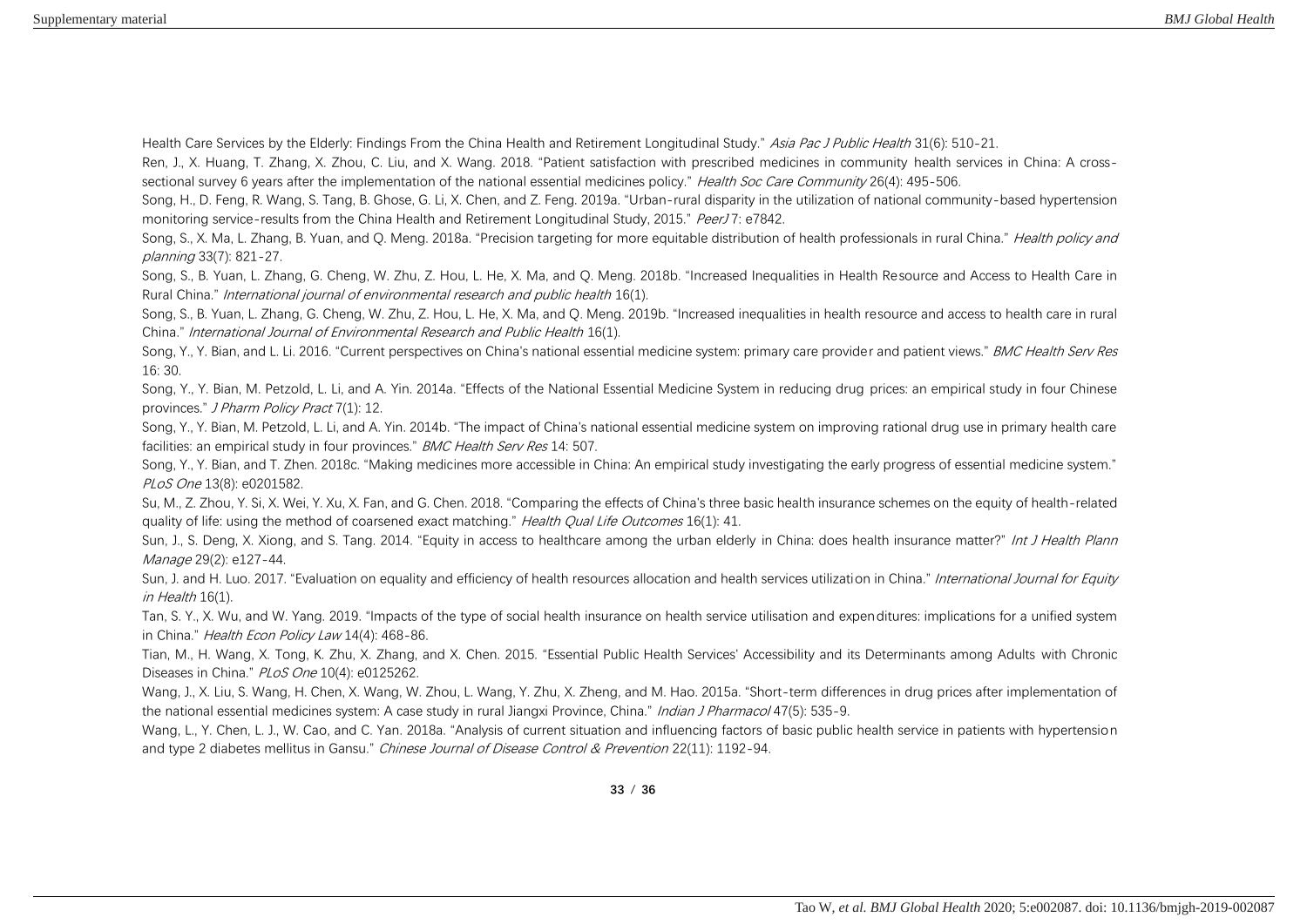Health Care Services by the Elderly: Findings From the China Health and Retirement Longitudinal Study." *Asia Pac J Public Health* 31(6): 510-21.

Ren, J., X. Huang, T. Zhang, X. Zhou, C. Liu, and X. Wang. 2018. "Patient satisfaction with prescribed medicines in community health services in China: A cross-sectional survey 6 years after the implementation of the national essential medicines policy." *Health Soc Care Community* 26(4): 495-506.

Song, H., D. Feng, R. Wang, S. Tang, B. Ghose, G. Li, X. Chen, and Z. Feng. 2019a. "Urban-rural disparity in the utilization of national community-based hypertension monitoring service-results from the China Health and Retirement Longitudinal Study, 2015." *PeerJ* 7: e7842.

Song, S., X. Ma, L. Zhang, B. Yuan, and Q. Meng. 2018a. "Precision targeting for more equitable distribution of health professionals in rural China." *Health policy and planning* 33(7): 821-27.

Song, S., B. Yuan, L. Zhang, G. Cheng, W. Zhu, Z. Hou, L. He, X. Ma, and Q. Meng. 2018b. "Increased Inequalities in Health Resource and Access to Health Care in Rural China." *International journal of environmental research and public health* 16(1).

Song, S., B. Yuan, L. Zhang, G. Cheng, W. Zhu, Z. Hou, L. He, X. Ma, and Q. Meng. 2019b. "Increased inequalities in health resource and access to health care in rural China." *International Journal of Environmental Research and Public Health* 16(1).

Song, Y., Y. Bian, and L. Li. 2016. "Current perspectives on China's national essential medicine system: primary care provider and patient views." *BMC Health Serv Res* 16: 30.

Song, Y., Y. Bian, M. Petzold, L. Li, and A. Yin. 2014a. "Effects of the National Essential Medicine System in reducing drug prices: an empirical study in four Chinese provinces." *J Pharm Policy Pract* 7(1): 12.

Song, Y., Y. Bian, M. Petzold, L. Li, and A. Yin. 2014b. "The impact of China's national essential medicine system on improving rational drug use in primary health care facilities: an empirical study in four provinces." *BMC Health Serv Res* 14: 507.

Song, Y., Y. Bian, and T. Zhen. 2018c. "Making medicines more accessible in China: An empirical study investigating the early progress of essential medicine system." *PLoS One* 13(8): e0201582.

Su, M., Z. Zhou, Y. Si, X. Wei, Y. Xu, X. Fan, and G. Chen. 2018. "Comparing the effects of China's three basic health insurance schemes on the equity of health-related quality of life: using the method of coarsened exact matching." *Health Qual Life Outcomes* 16(1): 41.

Sun, J., S. Deng, X. Xiong, and S. Tang. 2014. "Equity in access to healthcare among the urban elderly in China: does health insurance matter?" *Int J Health Plann Manage* 29(2): e127-44.

Sun, J. and H. Luo. 2017. "Evaluation on equality and efficiency of health resources allocation and health services utilization in China." *International Journal for Equity in Health* 16(1).

Tan, S. Y., X. Wu, and W. Yang. 2019. "Impacts of the type of social health insurance on health service utilisation and expenditures: implications for a unified system in China." *Health Econ Policy Law* 14(4): 468-86.

Tian, M., H. Wang, X. Tong, K. Zhu, X. Zhang, and X. Chen. 2015. "Essential Public Health Services' Accessibility and its Determinants among Adults with Chronic Diseases in China." *PLoS One* 10(4): e0125262.

Wang, J., X. Liu, S. Wang, H. Chen, X. Wang, W. Zhou, L. Wang, Y. Zhu, X. Zheng, and M. Hao. 2015a. "Short-term differences in drug prices after implementation of the national essential medicines system: A case study in rural Jiangxi Province, China." *Indian J Pharmacol* 47(5): 535-9.

Wang, L., Y. Chen, L. J., W. Cao, and C. Yan. 2018a. "Analysis of current situation and influencing factors of basic public health service in patients with hypertension and type 2 diabetes mellitus in Gansu." *Chinese Journal of Disease Control & Prevention* 22(11): 1192-94.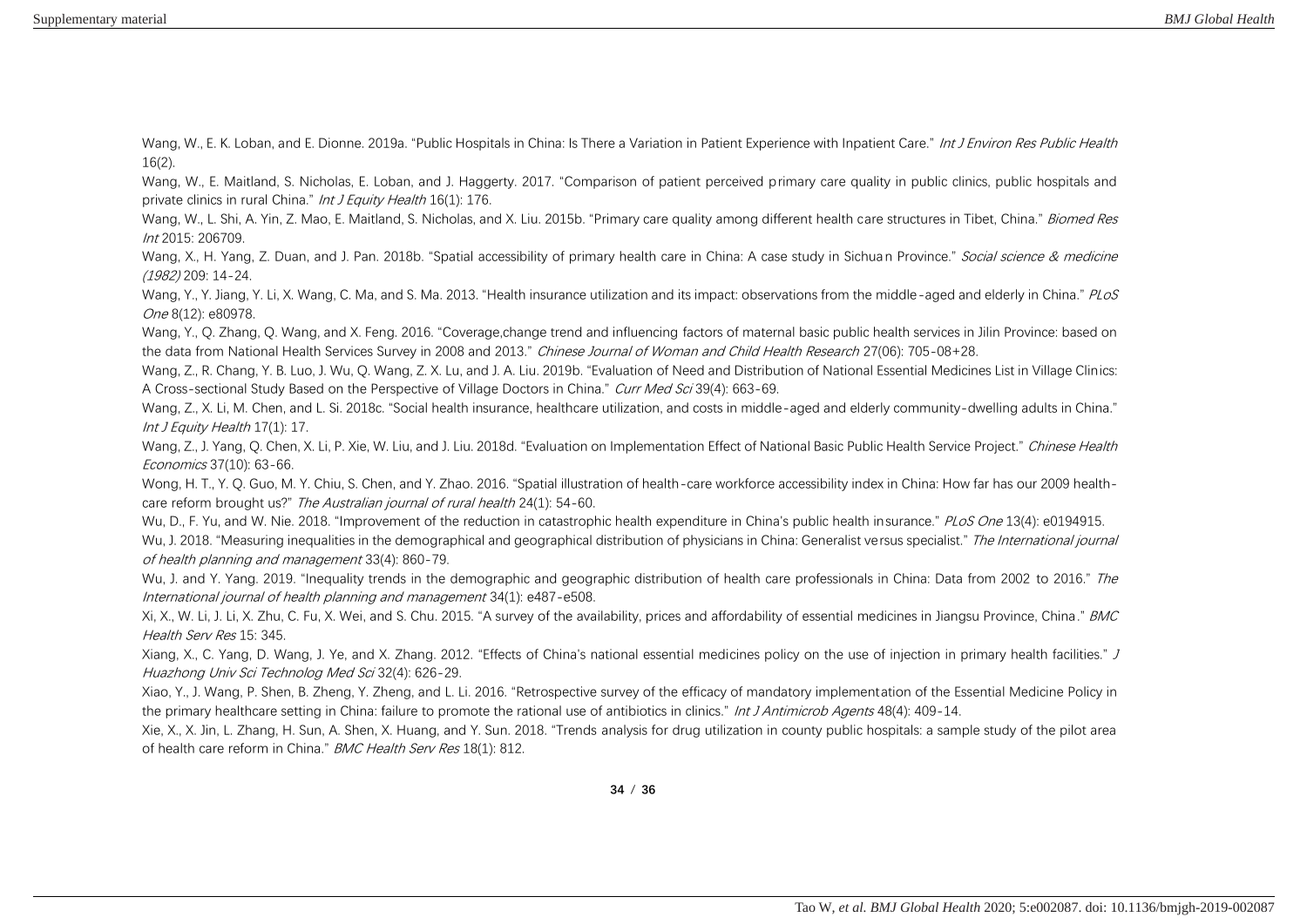Wang, W., E. K. Loban, and E. Dionne. 2019a. "Public Hospitals in China: Is There a Variation in Patient Experience with Inpatient Care." *Int J Environ Res Public Health* 16(2).

Wang, W., E. Maitland, S. Nicholas, E. Loban, and J. Haggerty. 2017. "Comparison of patient perceived primary care quality in public clinics, public hospitals and private clinics in rural China." *Int J Equity Health* 16(1): 176.

Wang, W., L. Shi, A. Yin, Z. Mao, E. Maitland, S. Nicholas, and X. Liu. 2015b. "Primary care quality among different health care structures in Tibet, China." *Biomed Res Int* 2015: 206709.

Wang, X., H. Yang, Z. Duan, and J. Pan. 2018b. "Spatial accessibility of primary health care in China: A case study in Sichuan Province." *Social science & medicine (1982)* 209: 14-24.

Wang, Y., Y. Jiang, Y. Li, X. Wang, C. Ma, and S. Ma. 2013. "Health insurance utilization and its impact: observations from the middle-aged and elderly in China." *PLoS One* 8(12): e80978.

Wang, Y., Q. Zhang, Q. Wang, and X. Feng. 2016. "Coverage,change trend and influencing factors of maternal basic public health services in Jilin Province: based on the data from National Health Services Survey in 2008 and 2013." *Chinese Journal of Woman and Child Health Research* 27(06): 705-08+28.

Wang, Z., R. Chang, Y. B. Luo, J. Wu, Q. Wang, Z. X. Lu, and J. A. Liu. 2019b. "Evaluation of Need and Distribution of National Essential Medicines List in Village Clinics: A Cross-sectional Study Based on the Perspective of Village Doctors in China." *Curr Med Sci* 39(4): 663-69.

Wang, Z., X. Li, M. Chen, and L. Si. 2018c. "Social health insurance, healthcare utilization, and costs in middle-aged and elderly community-dwelling adults in China." *Int J Equity Health* 17(1): 17.

Wang, Z., J. Yang, Q. Chen, X. Li, P. Xie, W. Liu, and J. Liu. 2018d. "Evaluation on Implementation Effect of National Basic Public Health Service Project." *Chinese Health Economics* 37(10): 63-66.

Wong, H. T., Y. Q. Guo, M. Y. Chiu, S. Chen, and Y. Zhao. 2016. "Spatial illustration of health-care workforce accessibility index in China: How far has our 2009 health-care reform brought us?" *The Australian journal of rural health* 24(1): 54-60.

Wu, D., F. Yu, and W. Nie. 2018. "Improvement of the reduction in catastrophic health expenditure in China's public health insurance." *PLoS One* 13(4): e0194915.

Wu, J. 2018. "Measuring inequalities in the demographical and geographical distribution of physicians in China: Generalist versus specialist." *The International journal of health planning and management* 33(4): 860-79.

Wu, J. and Y. Yang. 2019. "Inequality trends in the demographic and geographic distribution of health care professionals in China: Data from 2002 to 2016." *The International journal of health planning and management* 34(1): e487-e508.

Xi, X., W. Li, J. Li, X. Zhu, C. Fu, X. Wei, and S. Chu. 2015. "A survey of the availability, prices and affordability of essential medicines in Jiangsu Province, China." *BMC Health Serv Res* 15: 345.

Xiang, X., C. Yang, D. Wang, J. Ye, and X. Zhang. 2012. "Effects of China's national essential medicines policy on the use of injection in primary health facilities." *J Huazhong Univ Sci Technolog Med Sci* 32(4): 626-29.

Xiao, Y., J. Wang, P. Shen, B. Zheng, Y. Zheng, and L. Li. 2016. "Retrospective survey of the efficacy of mandatory implementation of the Essential Medicine Policy in the primary healthcare setting in China: failure to promote the rational use of antibiotics in clinics." *Int J Antimicrob Agents* 48(4): 409-14.

Xie, X., X. Jin, L. Zhang, H. Sun, A. Shen, X. Huang, and Y. Sun. 2018. "Trends analysis for drug utilization in county public hospitals: a sample study of the pilot area of health care reform in China." *BMC Health Serv Res* 18(1): 812.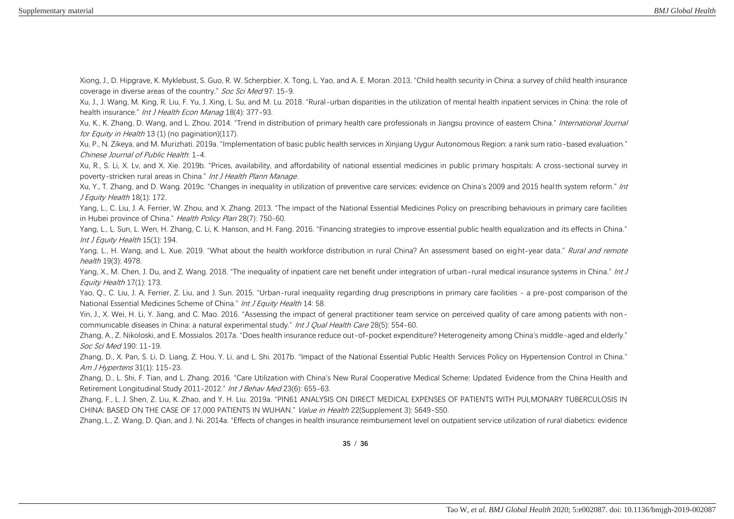Xiong, J., D. Hipgrave, K. Myklebust, S. Guo, R. W. Scherpbier, X. Tong, L. Yao, and A. E. Moran. 2013. "Child health security in China: a survey of child health insurance coverage in diverse areas of the country." *Soc Sci Med* 97: 15-9.

Xu, J., J. Wang, M. King, R. Liu, F. Yu, J. Xing, L. Su, and M. Lu. 2018. "Rural-urban disparities in the utilization of mental health inpatient services in China: the role of health insurance." *Int J Health Econ Manag* 18(4): 377-93.

Xu, K., K. Zhang, D. Wang, and L. Zhou. 2014. "Trend in distribution of primary health care professionals in Jiangsu province of eastern China." *International Journal for Equity in Health* 13 (1) (no pagination)(117).

Xu, P., N. Zikeya, and M. Murizhati. 2019a. "Implementation of basic public health services in Xinjiang Uygur Autonomous Region: a rank sum ratio-based evaluation." *Chinese Journal of Public Health*: 1-4.

Xu, R., S. Li, X. Lv, and X. Xie. 2019b. "Prices, availability, and affordability of national essential medicines in public primary hospitals: A cross-sectional survey in poverty-stricken rural areas in China." *Int J Health Plann Manage*.

Xu, Y., T. Zhang, and D. Wang. 2019c. "Changes in inequality in utilization of preventive care services: evidence on China's 2009 and 2015 health system reform." *Int J Equity Health* 18(1): 172.

Yang, L., C. Liu, J. A. Ferrier, W. Zhou, and X. Zhang. 2013. "The impact of the National Essential Medicines Policy on prescribing behaviours in primary care facilities in Hubei province of China." *Health Policy Plan* 28(7): 750-60.

Yang, L., L. Sun, L. Wen, H. Zhang, C. Li, K. Hanson, and H. Fang. 2016. "Financing strategies to improve essential public health equalization and its effects in China." *Int J Equity Health* 15(1): 194.

Yang, L., H. Wang, and L. Xue. 2019. "What about the health workforce distribution in rural China? An assessment based on eight-year data." *Rural and remote health* 19(3): 4978.

Yang, X., M. Chen, J. Du, and Z. Wang. 2018. "The inequality of inpatient care net benefit under integration of urban-rural medical insurance systems in China." *Int J Equity Health* 17(1): 173.

Yao, Q., C. Liu, J. A. Ferrier, Z. Liu, and J. Sun. 2015. "Urban-rural inequality regarding drug prescriptions in primary care facilities - a pre-post comparison of the National Essential Medicines Scheme of China." *Int J Equity Health* 14: 58.

Yin, J., X. Wei, H. Li, Y. Jiang, and C. Mao. 2016. "Assessing the impact of general practitioner team service on perceived quality of care among patients with non-communicable diseases in China: a natural experimental study." *Int J Qual Health Care* 28(5): 554-60.

Zhang, A., Z. Nikoloski, and E. Mossialos. 2017a. "Does health insurance reduce out-of-pocket expenditure? Heterogeneity among China's middle-aged and elderly." *Soc Sci Med* 190: 11-19.

Zhang, D., X. Pan, S. Li, D. Liang, Z. Hou, Y. Li, and L. Shi. 2017b. "Impact of the National Essential Public Health Services Policy on Hypertension Control in China." *Am J Hypertens* 31(1): 115-23.

Zhang, D., L. Shi, F. Tian, and L. Zhang. 2016. "Care Utilization with China's New Rural Cooperative Medical Scheme: Updated Evidence from the China Health and Retirement Longitudinal Study 2011-2012." *Int J Behav Med* 23(6): 655-63.

Zhang, F., L. J. Shen, Z. Liu, K. Zhao, and Y. H. Liu. 2019a. "PIN61 ANALYSIS ON DIRECT MEDICAL EXPENSES OF PATIENTS WITH PULMONARY TUBERCULOSIS IN CHINA: BASED ON THE CASE OF 17,000 PATIENTS IN WUHAN." *Value in Health* 22(Supplement 3): S649-S50.

Zhang, L., Z. Wang, D. Qian, and J. Ni. 2014a. "Effects of changes in health insurance reimbursement level on outpatient service utilization of rural diabetics: evidence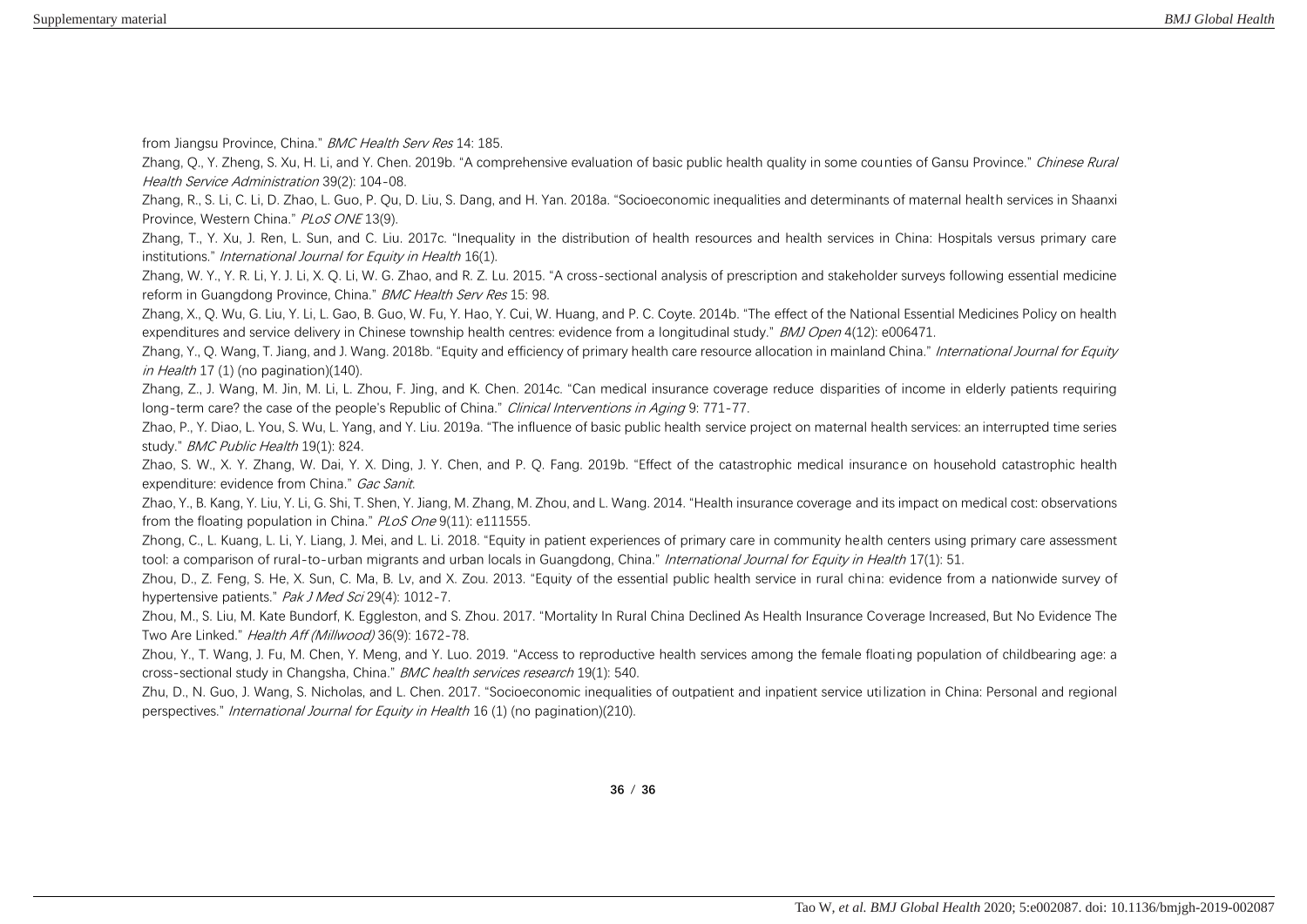from Jiangsu Province, China." *BMC Health Serv Res* 14: 185.

Zhang, Q., Y. Zheng, S. Xu, H. Li, and Y. Chen. 2019b. "A comprehensive evaluation of basic public health quality in some counties of Gansu Province." *Chinese Rural Health Service Administration* 39(2): 104-08.

Zhang, R., S. Li, C. Li, D. Zhao, L. Guo, P. Qu, D. Liu, S. Dang, and H. Yan. 2018a. "Socioeconomic inequalities and determinants of maternal health services in Shaanxi Province, Western China." *PLoS ONE* 13(9).

Zhang, T., Y. Xu, J. Ren, L. Sun, and C. Liu. 2017c. "Inequality in the distribution of health resources and health services in China: Hospitals versus primary care institutions." *International Journal for Equity in Health* 16(1).

Zhang, W. Y., Y. R. Li, Y. J. Li, X. Q. Li, W. G. Zhao, and R. Z. Lu. 2015. "A cross-sectional analysis of prescription and stakeholder surveys following essential medicine reform in Guangdong Province, China." *BMC Health Serv Res* 15: 98.

Zhang, X., Q. Wu, G. Liu, Y. Li, L. Gao, B. Guo, W. Fu, Y. Hao, Y. Cui, W. Huang, and P. C. Coyte. 2014b. "The effect of the National Essential Medicines Policy on health expenditures and service delivery in Chinese township health centres: evidence from a longitudinal study." *BMJ Open* 4(12): e006471.

Zhang, Y., Q. Wang, T. Jiang, and J. Wang. 2018b. "Equity and efficiency of primary health care resource allocation in mainland China." *International Journal for Equity in Health* 17 (1) (no pagination)(140).

Zhang, Z., J. Wang, M. Jin, M. Li, L. Zhou, F. Jing, and K. Chen. 2014c. "Can medical insurance coverage reduce disparities of income in elderly patients requiring long-term care? the case of the people's Republic of China." *Clinical Interventions in Aging* 9: 771-77.

Zhao, P., Y. Diao, L. You, S. Wu, L. Yang, and Y. Liu. 2019a. "The influence of basic public health service project on maternal health services: an interrupted time series study." *BMC Public Health* 19(1): 824.

Zhao, S. W., X. Y. Zhang, W. Dai, Y. X. Ding, J. Y. Chen, and P. Q. Fang. 2019b. "Effect of the catastrophic medical insurance on household catastrophic health expenditure: evidence from China." *Gac Sanit*.

Zhao, Y., B. Kang, Y. Liu, Y. Li, G. Shi, T. Shen, Y. Jiang, M. Zhang, M. Zhou, and L. Wang. 2014. "Health insurance coverage and its impact on medical cost: observations from the floating population in China." *PLoS One* 9(11): e111555.

Zhong, C., L. Kuang, L. Li, Y. Liang, J. Mei, and L. Li. 2018. "Equity in patient experiences of primary care in community health centers using primary care assessment tool: a comparison of rural-to-urban migrants and urban locals in Guangdong, China." *International Journal for Equity in Health* 17(1): 51.

Zhou, D., Z. Feng, S. He, X. Sun, C. Ma, B. Lv, and X. Zou. 2013. "Equity of the essential public health service in rural china: evidence from a nationwide survey of hypertensive patients." *Pak J Med Sci* 29(4): 1012-7.

Zhou, M., S. Liu, M. Kate Bundorf, K. Eggleston, and S. Zhou. 2017. "Mortality In Rural China Declined As Health Insurance Coverage Increased, But No Evidence The Two Are Linked." *Health Aff (Millwood)* 36(9): 1672-78.

Zhou, Y., T. Wang, J. Fu, M. Chen, Y. Meng, and Y. Luo. 2019. "Access to reproductive health services among the female floating population of childbearing age: a cross-sectional study in Changsha, China." *BMC health services research* 19(1): 540.

Zhu, D., N. Guo, J. Wang, S. Nicholas, and L. Chen. 2017. "Socioeconomic inequalities of outpatient and inpatient service utilization in China: Personal and regional perspectives." *International Journal for Equity in Health* 16 (1) (no pagination)(210).